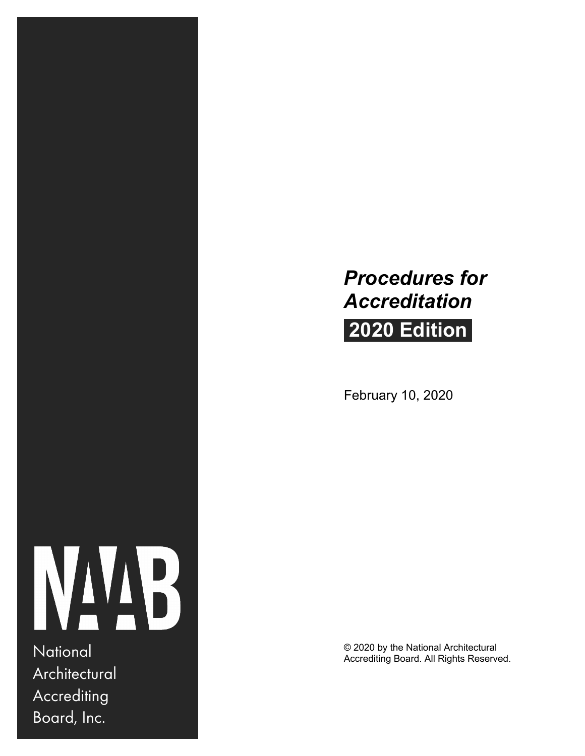NAAB

National Architectural Accrediting Board, Inc.

# *Procedures for Accreditation*

## 2020 Edition

February 10, 2020

© 2020 by the National Architectural Accrediting Board. All Rights Reserved.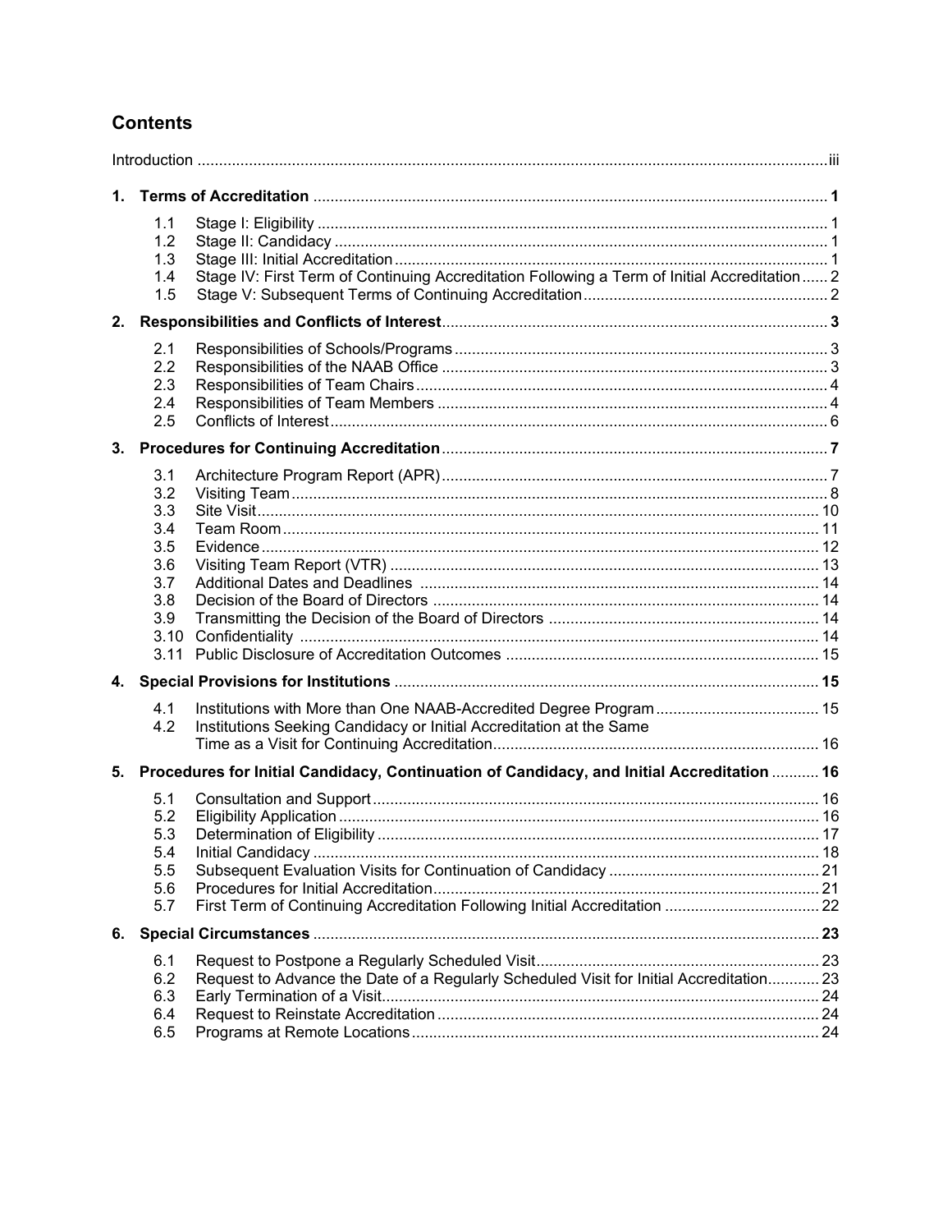## Contents

Introduction ..... iii

**1. Terms of Accreditation** ..... **1**

- 1.1 Stage I: Eligibility ..... 1
- 1.2 Stage II: Candidacy ..... 1
- 1.3 Stage III: Initial Accreditation ..... 1
- 1.4 Stage IV: First Term of Continuing Accreditation Following a Term of Initial Accreditation ..... 2
- 1.5 Stage V: Subsequent Terms of Continuing Accreditation ..... 2

**2. Responsibilities and Conflicts of Interest** ..... **3**

- 2.1 Responsibilities of Schools/Programs ..... 3
- 2.2 Responsibilities of the NAAB Office ..... 3
- 2.3 Responsibilities of Team Chairs ..... 4
- 2.4 Responsibilities of Team Members ..... 4
- 2.5 Conflicts of Interest ..... 6

**3. Procedures for Continuing Accreditation** ..... **7**

- 3.1 Architecture Program Report (APR) ..... 7
- 3.2 Visiting Team ..... 8
- 3.3 Site Visit ..... 10
- 3.4 Team Room ..... 11
- 3.5 Evidence ..... 12
- 3.6 Visiting Team Report (VTR) ..... 13
- 3.7 Additional Dates and Deadlines ..... 14
- 3.8 Decision of the Board of Directors ..... 14
- 3.9 Transmitting the Decision of the Board of Directors ..... 14
- 3.10 Confidentiality ..... 14
- 3.11 Public Disclosure of Accreditation Outcomes ..... 15

**4. Special Provisions for Institutions** ..... **15**

- 4.1 Institutions with More than One NAAB-Accredited Degree Program ..... 15
- 4.2 Institutions Seeking Candidacy or Initial Accreditation at the Same Time as a Visit for Continuing Accreditation ..... 16

**5. Procedures for Initial Candidacy, Continuation of Candidacy, and Initial Accreditation** ..... **16**

- 5.1 Consultation and Support ..... 16
- 5.2 Eligibility Application ..... 16
- 5.3 Determination of Eligibility ..... 17
- 5.4 Initial Candidacy ..... 18
- 5.5 Subsequent Evaluation Visits for Continuation of Candidacy ..... 21
- 5.6 Procedures for Initial Accreditation ..... 21
- 5.7 First Term of Continuing Accreditation Following Initial Accreditation ..... 22

**6. Special Circumstances** ..... **23**

- 6.1 Request to Postpone a Regularly Scheduled Visit ..... 23
- 6.2 Request to Advance the Date of a Regularly Scheduled Visit for Initial Accreditation ..... 23
- 6.3 Early Termination of a Visit ..... 24
- 6.4 Request to Reinstate Accreditation ..... 24
- 6.5 Programs at Remote Locations ..... 24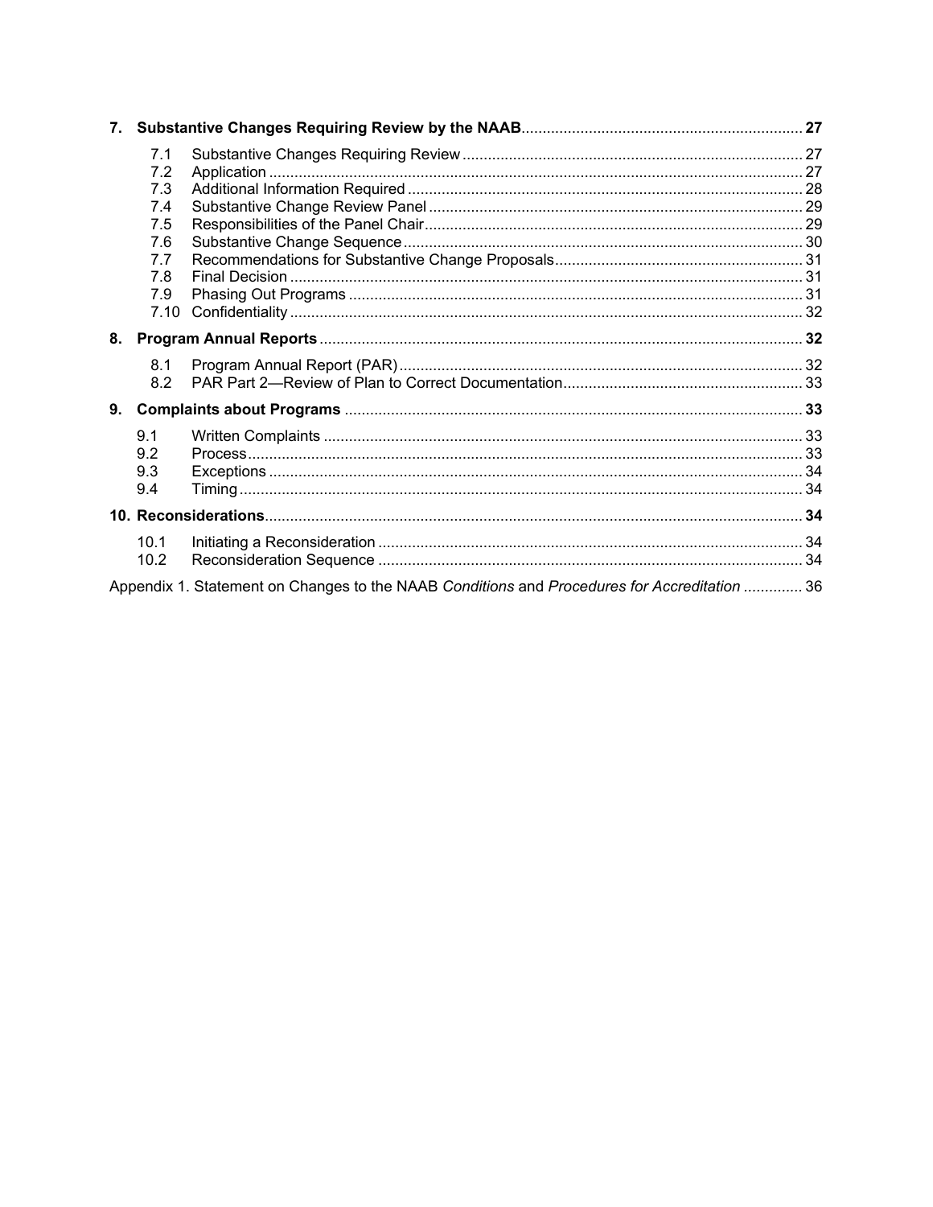**7. Substantive Changes Requiring Review by the NAAB** .......... 27

- 7.1 Substantive Changes Requiring Review .......... 27
- 7.2 Application .......... 27
- 7.3 Additional Information Required .......... 28
- 7.4 Substantive Change Review Panel .......... 29
- 7.5 Responsibilities of the Panel Chair .......... 29
- 7.6 Substantive Change Sequence .......... 30
- 7.7 Recommendations for Substantive Change Proposals .......... 31
- 7.8 Final Decision .......... 31
- 7.9 Phasing Out Programs .......... 31
- 7.10 Confidentiality .......... 32

**8. Program Annual Reports** .......... 32

- 8.1 Program Annual Report (PAR) .......... 32
- 8.2 PAR Part 2—Review of Plan to Correct Documentation .......... 33

**9. Complaints about Programs** .......... 33

- 9.1 Written Complaints .......... 33
- 9.2 Process .......... 33
- 9.3 Exceptions .......... 34
- 9.4 Timing .......... 34

**10. Reconsiderations** .......... 34

- 10.1 Initiating a Reconsideration .......... 34
- 10.2 Reconsideration Sequence .......... 34

Appendix 1. Statement on Changes to the NAAB *Conditions* and *Procedures for Accreditation* .......... 36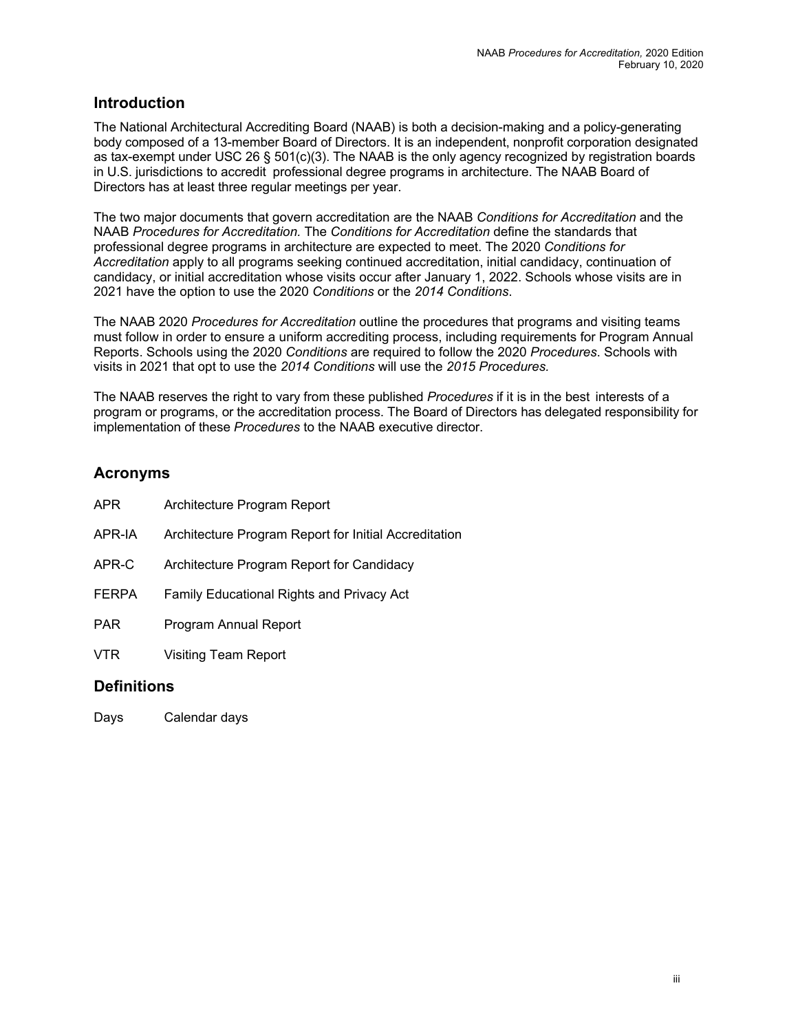## Introduction

The National Architectural Accrediting Board (NAAB) is both a decision-making and a policy-generating body composed of a 13-member Board of Directors. It is an independent, nonprofit corporation designated as tax-exempt under USC 26 § 501(c)(3). The NAAB is the only agency recognized by registration boards in U.S. jurisdictions to accredit professional degree programs in architecture. The NAAB Board of Directors has at least three regular meetings per year.

The two major documents that govern accreditation are the NAAB *Conditions for Accreditation* and the NAAB *Procedures for Accreditation.* The *Conditions for Accreditation* define the standards that professional degree programs in architecture are expected to meet. The 2020 *Conditions for Accreditation* apply to all programs seeking continued accreditation, initial candidacy, continuation of candidacy, or initial accreditation whose visits occur after January 1, 2022. Schools whose visits are in 2021 have the option to use the 2020 *Conditions* or the *2014 Conditions*.

The NAAB 2020 *Procedures for Accreditation* outline the procedures that programs and visiting teams must follow in order to ensure a uniform accrediting process, including requirements for Program Annual Reports. Schools using the 2020 *Conditions* are required to follow the 2020 *Procedures*. Schools with visits in 2021 that opt to use the *2014 Conditions* will use the *2015 Procedures.*

The NAAB reserves the right to vary from these published *Procedures* if it is in the best interests of a program or programs, or the accreditation process. The Board of Directors has delegated responsibility for implementation of these *Procedures* to the NAAB executive director.

## Acronyms

| | |
|---|---|
| APR | Architecture Program Report |
| APR-IA | Architecture Program Report for Initial Accreditation |
| APR-C | Architecture Program Report for Candidacy |
| FERPA | Family Educational Rights and Privacy Act |
| PAR | Program Annual Report |
| VTR | Visiting Team Report |

## Definitions

| | |
|---|---|
| Days | Calendar days |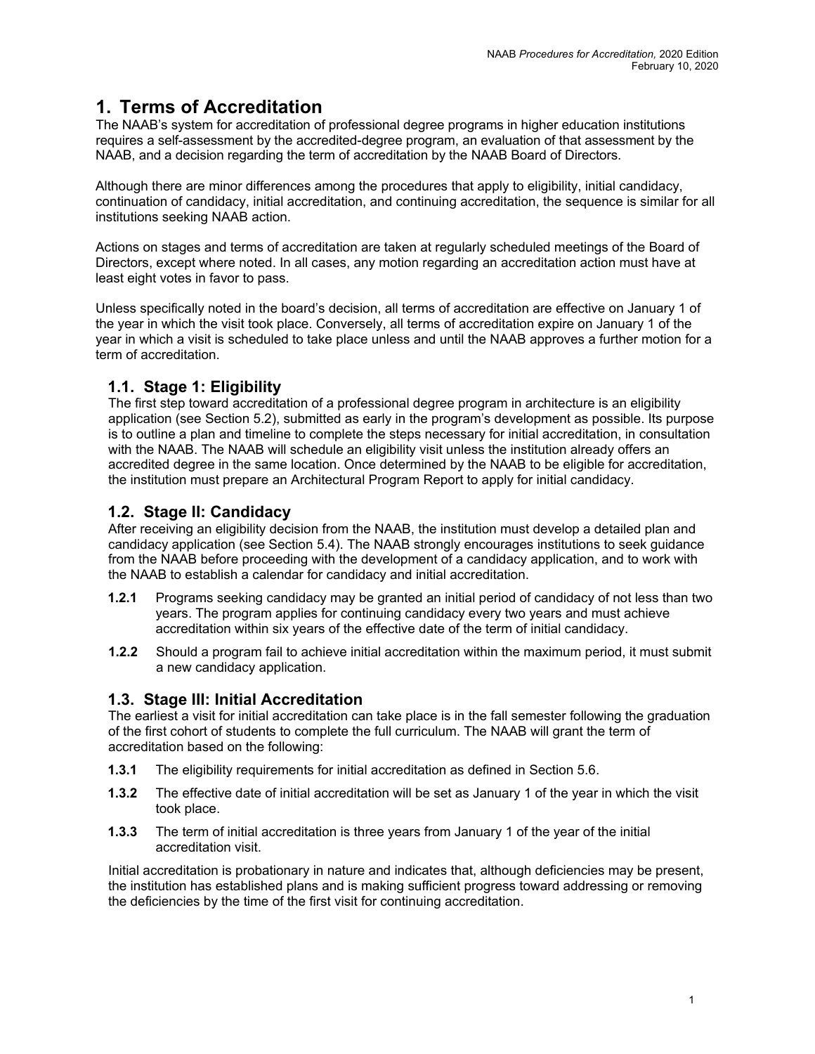# 1. Terms of Accreditation

The NAAB's system for accreditation of professional degree programs in higher education institutions requires a self-assessment by the accredited-degree program, an evaluation of that assessment by the NAAB, and a decision regarding the term of accreditation by the NAAB Board of Directors.

Although there are minor differences among the procedures that apply to eligibility, initial candidacy, continuation of candidacy, initial accreditation, and continuing accreditation, the sequence is similar for all institutions seeking NAAB action.

Actions on stages and terms of accreditation are taken at regularly scheduled meetings of the Board of Directors, except where noted. In all cases, any motion regarding an accreditation action must have at least eight votes in favor to pass.

Unless specifically noted in the board's decision, all terms of accreditation are effective on January 1 of the year in which the visit took place. Conversely, all terms of accreditation expire on January 1 of the year in which a visit is scheduled to take place unless and until the NAAB approves a further motion for a term of accreditation.

## 1.1. Stage 1: Eligibility

The first step toward accreditation of a professional degree program in architecture is an eligibility application (see Section 5.2), submitted as early in the program's development as possible. Its purpose is to outline a plan and timeline to complete the steps necessary for initial accreditation, in consultation with the NAAB. The NAAB will schedule an eligibility visit unless the institution already offers an accredited degree in the same location. Once determined by the NAAB to be eligible for accreditation, the institution must prepare an Architectural Program Report to apply for initial candidacy.

## 1.2. Stage II: Candidacy

After receiving an eligibility decision from the NAAB, the institution must develop a detailed plan and candidacy application (see Section 5.4). The NAAB strongly encourages institutions to seek guidance from the NAAB before proceeding with the development of a candidacy application, and to work with the NAAB to establish a calendar for candidacy and initial accreditation.

**1.2.1** Programs seeking candidacy may be granted an initial period of candidacy of not less than two years. The program applies for continuing candidacy every two years and must achieve accreditation within six years of the effective date of the term of initial candidacy.

**1.2.2** Should a program fail to achieve initial accreditation within the maximum period, it must submit a new candidacy application.

## 1.3. Stage III: Initial Accreditation

The earliest a visit for initial accreditation can take place is in the fall semester following the graduation of the first cohort of students to complete the full curriculum. The NAAB will grant the term of accreditation based on the following:

**1.3.1** The eligibility requirements for initial accreditation as defined in Section 5.6.

**1.3.2** The effective date of initial accreditation will be set as January 1 of the year in which the visit took place.

**1.3.3** The term of initial accreditation is three years from January 1 of the year of the initial accreditation visit.

Initial accreditation is probationary in nature and indicates that, although deficiencies may be present, the institution has established plans and is making sufficient progress toward addressing or removing the deficiencies by the time of the first visit for continuing accreditation.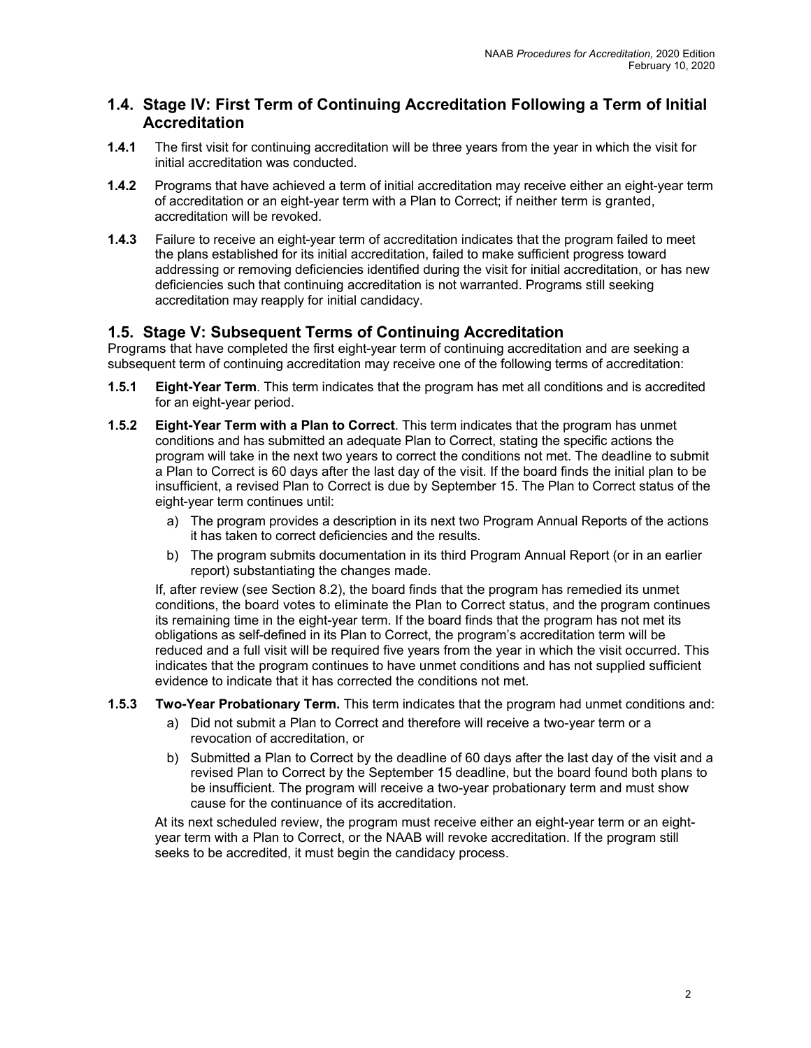## 1.4. Stage IV: First Term of Continuing Accreditation Following a Term of Initial Accreditation

**1.4.1** The first visit for continuing accreditation will be three years from the year in which the visit for initial accreditation was conducted.

**1.4.2** Programs that have achieved a term of initial accreditation may receive either an eight-year term of accreditation or an eight-year term with a Plan to Correct; if neither term is granted, accreditation will be revoked.

**1.4.3** Failure to receive an eight-year term of accreditation indicates that the program failed to meet the plans established for its initial accreditation, failed to make sufficient progress toward addressing or removing deficiencies identified during the visit for initial accreditation, or has new deficiencies such that continuing accreditation is not warranted. Programs still seeking accreditation may reapply for initial candidacy.

## 1.5. Stage V: Subsequent Terms of Continuing Accreditation

Programs that have completed the first eight-year term of continuing accreditation and are seeking a subsequent term of continuing accreditation may receive one of the following terms of accreditation:

**1.5.1** **Eight-Year Term**. This term indicates that the program has met all conditions and is accredited for an eight-year period.

**1.5.2** **Eight-Year Term with a Plan to Correct**. This term indicates that the program has unmet conditions and has submitted an adequate Plan to Correct, stating the specific actions the program will take in the next two years to correct the conditions not met. The deadline to submit a Plan to Correct is 60 days after the last day of the visit. If the board finds the initial plan to be insufficient, a revised Plan to Correct is due by September 15. The Plan to Correct status of the eight-year term continues until:

a) The program provides a description in its next two Program Annual Reports of the actions it has taken to correct deficiencies and the results.

b) The program submits documentation in its third Program Annual Report (or in an earlier report) substantiating the changes made.

If, after review (see Section 8.2), the board finds that the program has remedied its unmet conditions, the board votes to eliminate the Plan to Correct status, and the program continues its remaining time in the eight-year term. If the board finds that the program has not met its obligations as self-defined in its Plan to Correct, the program's accreditation term will be reduced and a full visit will be required five years from the year in which the visit occurred. This indicates that the program continues to have unmet conditions and has not supplied sufficient evidence to indicate that it has corrected the conditions not met.

**1.5.3** **Two-Year Probationary Term.** This term indicates that the program had unmet conditions and:

a) Did not submit a Plan to Correct and therefore will receive a two-year term or a revocation of accreditation, or

b) Submitted a Plan to Correct by the deadline of 60 days after the last day of the visit and a revised Plan to Correct by the September 15 deadline, but the board found both plans to be insufficient. The program will receive a two-year probationary term and must show cause for the continuance of its accreditation.

At its next scheduled review, the program must receive either an eight-year term or an eight-year term with a Plan to Correct, or the NAAB will revoke accreditation. If the program still seeks to be accredited, it must begin the candidacy process.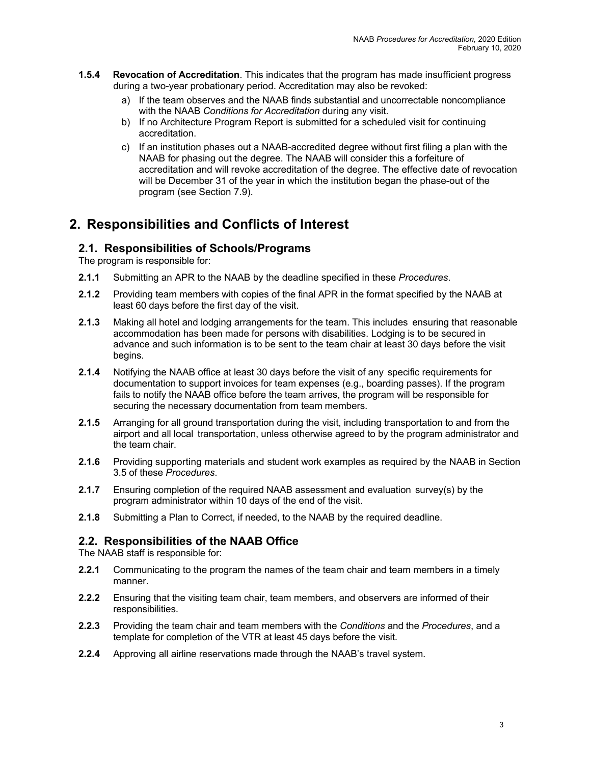**1.5.4 Revocation of Accreditation**. This indicates that the program has made insufficient progress during a two-year probationary period. Accreditation may also be revoked:

a) If the team observes and the NAAB finds substantial and uncorrectable noncompliance with the NAAB *Conditions for Accreditation* during any visit.

b) If no Architecture Program Report is submitted for a scheduled visit for continuing accreditation.

c) If an institution phases out a NAAB-accredited degree without first filing a plan with the NAAB for phasing out the degree. The NAAB will consider this a forfeiture of accreditation and will revoke accreditation of the degree. The effective date of revocation will be December 31 of the year in which the institution began the phase-out of the program (see Section 7.9).

# 2. Responsibilities and Conflicts of Interest

## 2.1. Responsibilities of Schools/Programs

The program is responsible for:

**2.1.1** Submitting an APR to the NAAB by the deadline specified in these *Procedures*.

**2.1.2** Providing team members with copies of the final APR in the format specified by the NAAB at least 60 days before the first day of the visit.

**2.1.3** Making all hotel and lodging arrangements for the team. This includes ensuring that reasonable accommodation has been made for persons with disabilities. Lodging is to be secured in advance and such information is to be sent to the team chair at least 30 days before the visit begins.

**2.1.4** Notifying the NAAB office at least 30 days before the visit of any specific requirements for documentation to support invoices for team expenses (e.g., boarding passes). If the program fails to notify the NAAB office before the team arrives, the program will be responsible for securing the necessary documentation from team members.

**2.1.5** Arranging for all ground transportation during the visit, including transportation to and from the airport and all local transportation, unless otherwise agreed to by the program administrator and the team chair.

**2.1.6** Providing supporting materials and student work examples as required by the NAAB in Section 3.5 of these *Procedures*.

**2.1.7** Ensuring completion of the required NAAB assessment and evaluation survey(s) by the program administrator within 10 days of the end of the visit.

**2.1.8** Submitting a Plan to Correct, if needed, to the NAAB by the required deadline.

## 2.2. Responsibilities of the NAAB Office

The NAAB staff is responsible for:

**2.2.1** Communicating to the program the names of the team chair and team members in a timely manner.

**2.2.2** Ensuring that the visiting team chair, team members, and observers are informed of their responsibilities.

**2.2.3** Providing the team chair and team members with the *Conditions* and the *Procedures*, and a template for completion of the VTR at least 45 days before the visit.

**2.2.4** Approving all airline reservations made through the NAAB's travel system.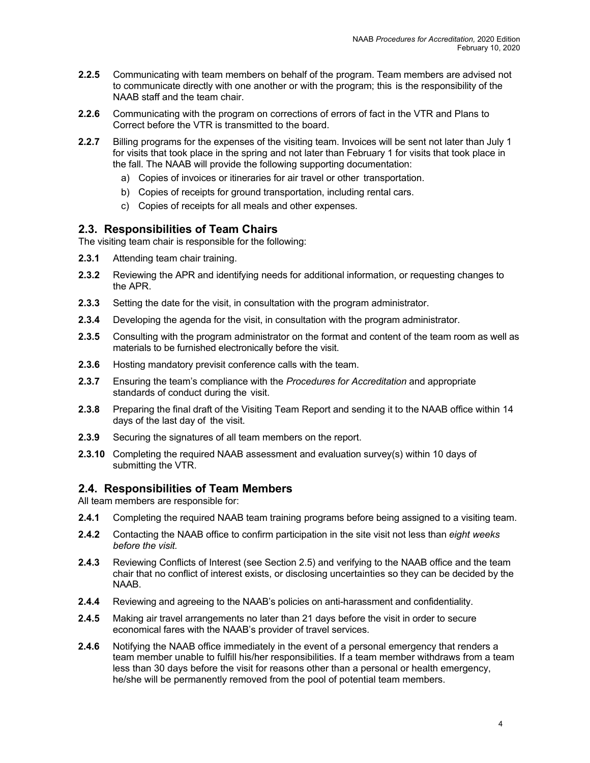**2.2.5** Communicating with team members on behalf of the program. Team members are advised not to communicate directly with one another or with the program; this is the responsibility of the NAAB staff and the team chair.

**2.2.6** Communicating with the program on corrections of errors of fact in the VTR and Plans to Correct before the VTR is transmitted to the board.

**2.2.7** Billing programs for the expenses of the visiting team. Invoices will be sent not later than July 1 for visits that took place in the spring and not later than February 1 for visits that took place in the fall. The NAAB will provide the following supporting documentation:

a) Copies of invoices or itineraries for air travel or other transportation.

b) Copies of receipts for ground transportation, including rental cars.

c) Copies of receipts for all meals and other expenses.

## 2.3. Responsibilities of Team Chairs

The visiting team chair is responsible for the following:

**2.3.1** Attending team chair training.

**2.3.2** Reviewing the APR and identifying needs for additional information, or requesting changes to the APR.

**2.3.3** Setting the date for the visit, in consultation with the program administrator.

**2.3.4** Developing the agenda for the visit, in consultation with the program administrator.

**2.3.5** Consulting with the program administrator on the format and content of the team room as well as materials to be furnished electronically before the visit.

**2.3.6** Hosting mandatory previsit conference calls with the team.

**2.3.7** Ensuring the team's compliance with the *Procedures for Accreditation* and appropriate standards of conduct during the visit.

**2.3.8** Preparing the final draft of the Visiting Team Report and sending it to the NAAB office within 14 days of the last day of the visit.

**2.3.9** Securing the signatures of all team members on the report.

**2.3.10** Completing the required NAAB assessment and evaluation survey(s) within 10 days of submitting the VTR.

## 2.4. Responsibilities of Team Members

All team members are responsible for:

**2.4.1** Completing the required NAAB team training programs before being assigned to a visiting team.

**2.4.2** Contacting the NAAB office to confirm participation in the site visit not less than *eight weeks before the visit.*

**2.4.3** Reviewing Conflicts of Interest (see Section 2.5) and verifying to the NAAB office and the team chair that no conflict of interest exists, or disclosing uncertainties so they can be decided by the NAAB.

**2.4.4** Reviewing and agreeing to the NAAB's policies on anti-harassment and confidentiality.

**2.4.5** Making air travel arrangements no later than 21 days before the visit in order to secure economical fares with the NAAB's provider of travel services.

**2.4.6** Notifying the NAAB office immediately in the event of a personal emergency that renders a team member unable to fulfill his/her responsibilities. If a team member withdraws from a team less than 30 days before the visit for reasons other than a personal or health emergency, he/she will be permanently removed from the pool of potential team members.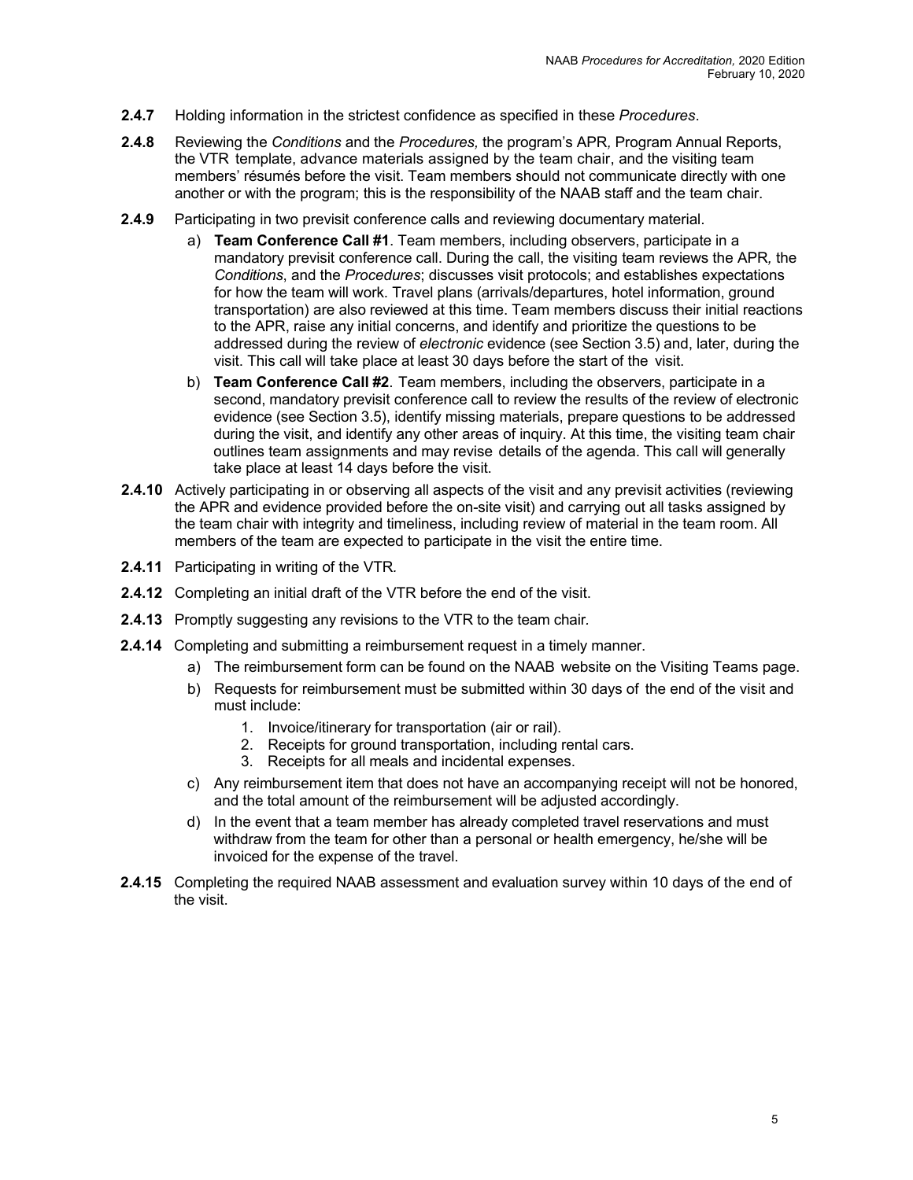**2.4.7** Holding information in the strictest confidence as specified in these *Procedures*.

**2.4.8** Reviewing the *Conditions* and the *Procedures,* the program's APR*,* Program Annual Reports, the VTR template, advance materials assigned by the team chair, and the visiting team members' résumés before the visit. Team members should not communicate directly with one another or with the program; this is the responsibility of the NAAB staff and the team chair.

**2.4.9** Participating in two previsit conference calls and reviewing documentary material.

a) **Team Conference Call #1**. Team members, including observers, participate in a mandatory previsit conference call. During the call, the visiting team reviews the APR*,* the *Conditions*, and the *Procedures*; discusses visit protocols; and establishes expectations for how the team will work. Travel plans (arrivals/departures, hotel information, ground transportation) are also reviewed at this time. Team members discuss their initial reactions to the APR, raise any initial concerns, and identify and prioritize the questions to be addressed during the review of *electronic* evidence (see Section 3.5) and, later, during the visit. This call will take place at least 30 days before the start of the visit.

b) **Team Conference Call #2**. Team members, including the observers, participate in a second, mandatory previsit conference call to review the results of the review of electronic evidence (see Section 3.5), identify missing materials, prepare questions to be addressed during the visit, and identify any other areas of inquiry. At this time, the visiting team chair outlines team assignments and may revise details of the agenda. This call will generally take place at least 14 days before the visit.

**2.4.10** Actively participating in or observing all aspects of the visit and any previsit activities (reviewing the APR and evidence provided before the on-site visit) and carrying out all tasks assigned by the team chair with integrity and timeliness, including review of material in the team room. All members of the team are expected to participate in the visit the entire time.

**2.4.11** Participating in writing of the VTR*.*

**2.4.12** Completing an initial draft of the VTR before the end of the visit.

**2.4.13** Promptly suggesting any revisions to the VTR to the team chair.

**2.4.14** Completing and submitting a reimbursement request in a timely manner.

a) The reimbursement form can be found on the NAAB website on the Visiting Teams page.

b) Requests for reimbursement must be submitted within 30 days of the end of the visit and must include:

1. Invoice/itinerary for transportation (air or rail).
2. Receipts for ground transportation, including rental cars.
3. Receipts for all meals and incidental expenses.

c) Any reimbursement item that does not have an accompanying receipt will not be honored, and the total amount of the reimbursement will be adjusted accordingly.

d) In the event that a team member has already completed travel reservations and must withdraw from the team for other than a personal or health emergency, he/she will be invoiced for the expense of the travel.

**2.4.15** Completing the required NAAB assessment and evaluation survey within 10 days of the end of the visit.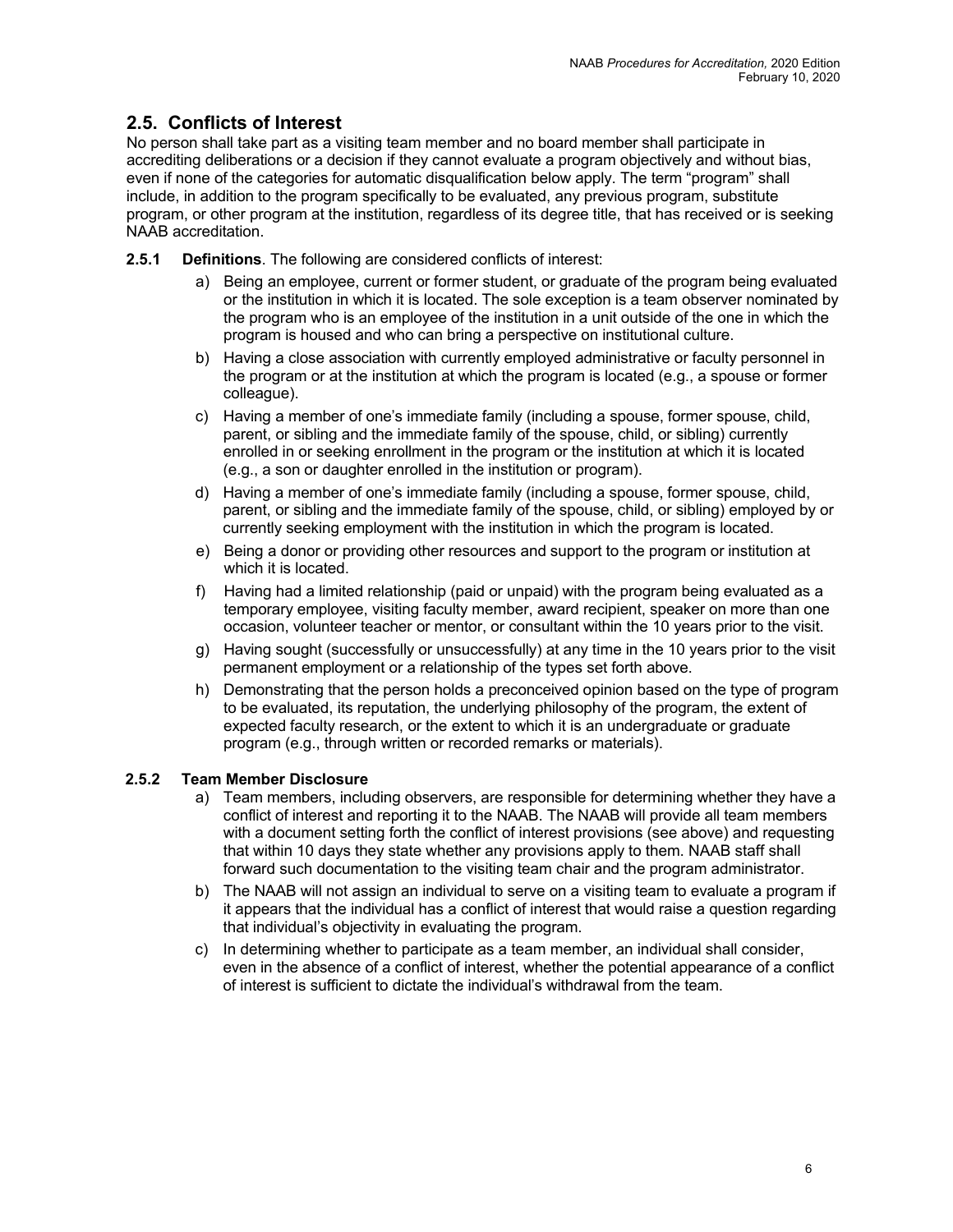## 2.5. Conflicts of Interest

No person shall take part as a visiting team member and no board member shall participate in accrediting deliberations or a decision if they cannot evaluate a program objectively and without bias, even if none of the categories for automatic disqualification below apply. The term "program" shall include, in addition to the program specifically to be evaluated, any previous program, substitute program, or other program at the institution, regardless of its degree title, that has received or is seeking NAAB accreditation.

**2.5.1 Definitions**. The following are considered conflicts of interest:

a) Being an employee, current or former student, or graduate of the program being evaluated or the institution in which it is located. The sole exception is a team observer nominated by the program who is an employee of the institution in a unit outside of the one in which the program is housed and who can bring a perspective on institutional culture.

b) Having a close association with currently employed administrative or faculty personnel in the program or at the institution at which the program is located (e.g., a spouse or former colleague).

c) Having a member of one's immediate family (including a spouse, former spouse, child, parent, or sibling and the immediate family of the spouse, child, or sibling) currently enrolled in or seeking enrollment in the program or the institution at which it is located (e.g., a son or daughter enrolled in the institution or program).

d) Having a member of one's immediate family (including a spouse, former spouse, child, parent, or sibling and the immediate family of the spouse, child, or sibling) employed by or currently seeking employment with the institution in which the program is located.

e) Being a donor or providing other resources and support to the program or institution at which it is located.

f) Having had a limited relationship (paid or unpaid) with the program being evaluated as a temporary employee, visiting faculty member, award recipient, speaker on more than one occasion, volunteer teacher or mentor, or consultant within the 10 years prior to the visit.

g) Having sought (successfully or unsuccessfully) at any time in the 10 years prior to the visit permanent employment or a relationship of the types set forth above.

h) Demonstrating that the person holds a preconceived opinion based on the type of program to be evaluated, its reputation, the underlying philosophy of the program, the extent of expected faculty research, or the extent to which it is an undergraduate or graduate program (e.g., through written or recorded remarks or materials).

### 2.5.2 Team Member Disclosure

a) Team members, including observers, are responsible for determining whether they have a conflict of interest and reporting it to the NAAB. The NAAB will provide all team members with a document setting forth the conflict of interest provisions (see above) and requesting that within 10 days they state whether any provisions apply to them. NAAB staff shall forward such documentation to the visiting team chair and the program administrator.

b) The NAAB will not assign an individual to serve on a visiting team to evaluate a program if it appears that the individual has a conflict of interest that would raise a question regarding that individual's objectivity in evaluating the program.

c) In determining whether to participate as a team member, an individual shall consider, even in the absence of a conflict of interest, whether the potential appearance of a conflict of interest is sufficient to dictate the individual's withdrawal from the team.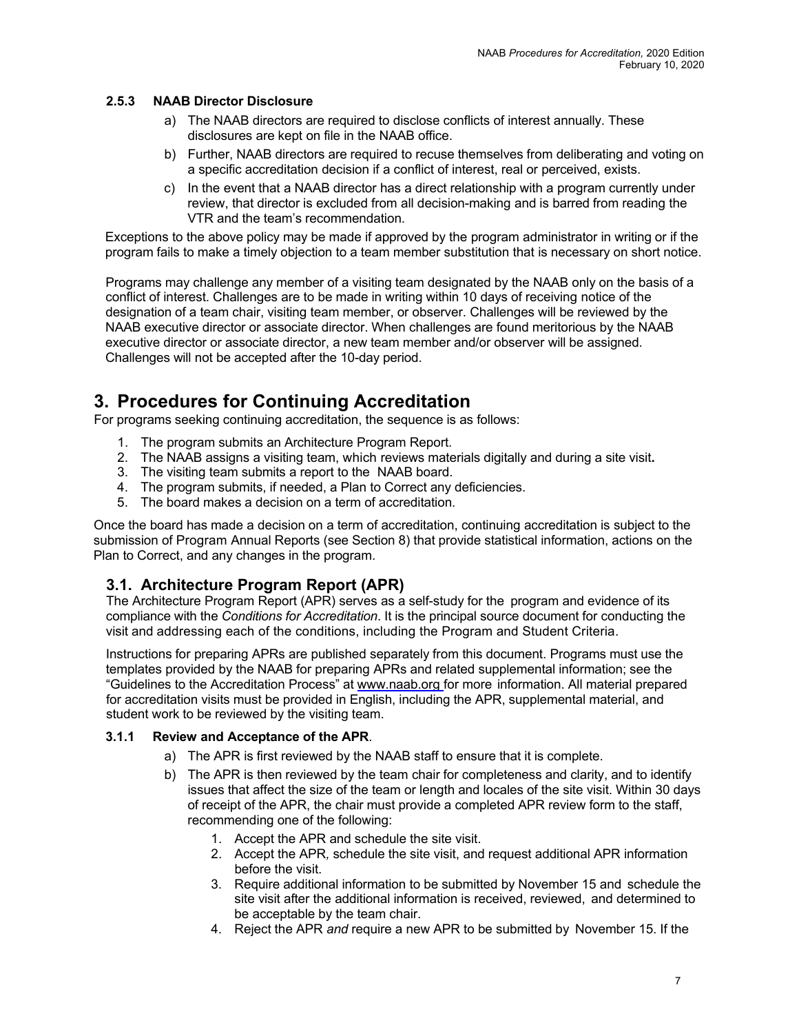### 2.5.3 NAAB Director Disclosure

a) The NAAB directors are required to disclose conflicts of interest annually. These disclosures are kept on file in the NAAB office.

b) Further, NAAB directors are required to recuse themselves from deliberating and voting on a specific accreditation decision if a conflict of interest, real or perceived, exists.

c) In the event that a NAAB director has a direct relationship with a program currently under review, that director is excluded from all decision-making and is barred from reading the VTR and the team's recommendation.

Exceptions to the above policy may be made if approved by the program administrator in writing or if the program fails to make a timely objection to a team member substitution that is necessary on short notice.

Programs may challenge any member of a visiting team designated by the NAAB only on the basis of a conflict of interest. Challenges are to be made in writing within 10 days of receiving notice of the designation of a team chair, visiting team member, or observer. Challenges will be reviewed by the NAAB executive director or associate director. When challenges are found meritorious by the NAAB executive director or associate director, a new team member and/or observer will be assigned. Challenges will not be accepted after the 10-day period.

# 3. Procedures for Continuing Accreditation

For programs seeking continuing accreditation, the sequence is as follows:

1. The program submits an Architecture Program Report.
2. The NAAB assigns a visiting team, which reviews materials digitally and during a site visit**.**
3. The visiting team submits a report to the NAAB board.
4. The program submits, if needed, a Plan to Correct any deficiencies.
5. The board makes a decision on a term of accreditation.

Once the board has made a decision on a term of accreditation, continuing accreditation is subject to the submission of Program Annual Reports (see Section 8) that provide statistical information, actions on the Plan to Correct, and any changes in the program.

## 3.1. Architecture Program Report (APR)

The Architecture Program Report (APR) serves as a self-study for the program and evidence of its compliance with the *Conditions for Accreditation*. It is the principal source document for conducting the visit and addressing each of the conditions, including the Program and Student Criteria.

Instructions for preparing APRs are published separately from this document. Programs must use the templates provided by the NAAB for preparing APRs and related supplemental information; see the "Guidelines to the Accreditation Process" at www.naab.org for more information. All material prepared for accreditation visits must be provided in English, including the APR, supplemental material, and student work to be reviewed by the visiting team.

### 3.1.1 Review and Acceptance of the APR.

a) The APR is first reviewed by the NAAB staff to ensure that it is complete.

b) The APR is then reviewed by the team chair for completeness and clarity, and to identify issues that affect the size of the team or length and locales of the site visit. Within 30 days of receipt of the APR, the chair must provide a completed APR review form to the staff, recommending one of the following:

   1. Accept the APR and schedule the site visit.
   2. Accept the APR, schedule the site visit, and request additional APR information before the visit.
   3. Require additional information to be submitted by November 15 and schedule the site visit after the additional information is received, reviewed, and determined to be acceptable by the team chair.
   4. Reject the APR *and* require a new APR to be submitted by November 15. If the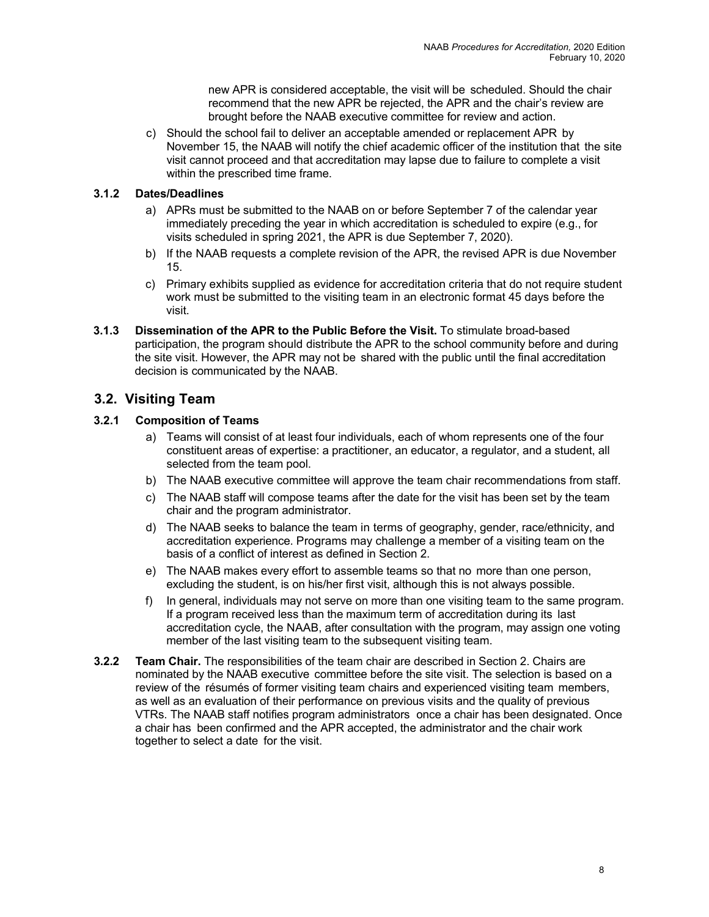new APR is considered acceptable, the visit will be scheduled. Should the chair recommend that the new APR be rejected, the APR and the chair's review are brought before the NAAB executive committee for review and action.

c) Should the school fail to deliver an acceptable amended or replacement APR by November 15, the NAAB will notify the chief academic officer of the institution that the site visit cannot proceed and that accreditation may lapse due to failure to complete a visit within the prescribed time frame.

**3.1.2 Dates/Deadlines**

a) APRs must be submitted to the NAAB on or before September 7 of the calendar year immediately preceding the year in which accreditation is scheduled to expire (e.g., for visits scheduled in spring 2021, the APR is due September 7, 2020).

b) If the NAAB requests a complete revision of the APR, the revised APR is due November 15.

c) Primary exhibits supplied as evidence for accreditation criteria that do not require student work must be submitted to the visiting team in an electronic format 45 days before the visit.

**3.1.3 Dissemination of the APR to the Public Before the Visit.** To stimulate broad-based participation, the program should distribute the APR to the school community before and during the site visit. However, the APR may not be shared with the public until the final accreditation decision is communicated by the NAAB.

## 3.2. Visiting Team

**3.2.1 Composition of Teams**

a) Teams will consist of at least four individuals, each of whom represents one of the four constituent areas of expertise: a practitioner, an educator, a regulator, and a student, all selected from the team pool.

b) The NAAB executive committee will approve the team chair recommendations from staff.

c) The NAAB staff will compose teams after the date for the visit has been set by the team chair and the program administrator.

d) The NAAB seeks to balance the team in terms of geography, gender, race/ethnicity, and accreditation experience. Programs may challenge a member of a visiting team on the basis of a conflict of interest as defined in Section 2.

e) The NAAB makes every effort to assemble teams so that no more than one person, excluding the student, is on his/her first visit, although this is not always possible.

f) In general, individuals may not serve on more than one visiting team to the same program. If a program received less than the maximum term of accreditation during its last accreditation cycle, the NAAB, after consultation with the program, may assign one voting member of the last visiting team to the subsequent visiting team.

**3.2.2 Team Chair.** The responsibilities of the team chair are described in Section 2. Chairs are nominated by the NAAB executive committee before the site visit. The selection is based on a review of the résumés of former visiting team chairs and experienced visiting team members, as well as an evaluation of their performance on previous visits and the quality of previous VTRs. The NAAB staff notifies program administrators once a chair has been designated. Once a chair has been confirmed and the APR accepted, the administrator and the chair work together to select a date for the visit.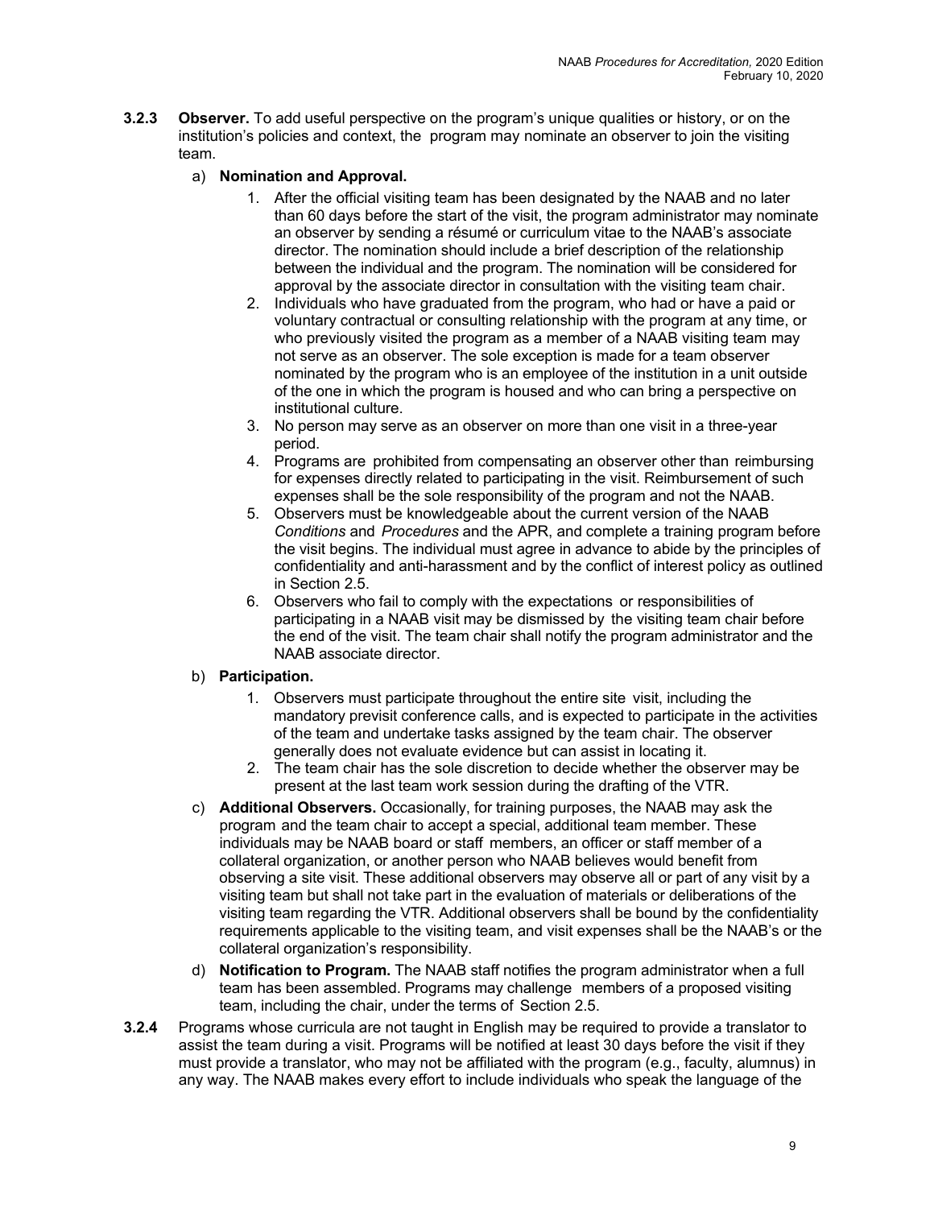**3.2.3 Observer.** To add useful perspective on the program's unique qualities or history, or on the institution's policies and context, the program may nominate an observer to join the visiting team.

a) **Nomination and Approval.**

1. After the official visiting team has been designated by the NAAB and no later than 60 days before the start of the visit, the program administrator may nominate an observer by sending a résumé or curriculum vitae to the NAAB's associate director. The nomination should include a brief description of the relationship between the individual and the program. The nomination will be considered for approval by the associate director in consultation with the visiting team chair.
2. Individuals who have graduated from the program, who had or have a paid or voluntary contractual or consulting relationship with the program at any time, or who previously visited the program as a member of a NAAB visiting team may not serve as an observer. The sole exception is made for a team observer nominated by the program who is an employee of the institution in a unit outside of the one in which the program is housed and who can bring a perspective on institutional culture.
3. No person may serve as an observer on more than one visit in a three-year period.
4. Programs are prohibited from compensating an observer other than reimbursing for expenses directly related to participating in the visit. Reimbursement of such expenses shall be the sole responsibility of the program and not the NAAB.
5. Observers must be knowledgeable about the current version of the NAAB *Conditions* and *Procedures* and the APR, and complete a training program before the visit begins. The individual must agree in advance to abide by the principles of confidentiality and anti-harassment and by the conflict of interest policy as outlined in Section 2.5.
6. Observers who fail to comply with the expectations or responsibilities of participating in a NAAB visit may be dismissed by the visiting team chair before the end of the visit. The team chair shall notify the program administrator and the NAAB associate director.

b) **Participation.**

1. Observers must participate throughout the entire site visit, including the mandatory previsit conference calls, and is expected to participate in the activities of the team and undertake tasks assigned by the team chair. The observer generally does not evaluate evidence but can assist in locating it.
2. The team chair has the sole discretion to decide whether the observer may be present at the last team work session during the drafting of the VTR.

c) **Additional Observers.** Occasionally, for training purposes, the NAAB may ask the program and the team chair to accept a special, additional team member. These individuals may be NAAB board or staff members, an officer or staff member of a collateral organization, or another person who NAAB believes would benefit from observing a site visit. These additional observers may observe all or part of any visit by a visiting team but shall not take part in the evaluation of materials or deliberations of the visiting team regarding the VTR. Additional observers shall be bound by the confidentiality requirements applicable to the visiting team, and visit expenses shall be the NAAB's or the collateral organization's responsibility.

d) **Notification to Program.** The NAAB staff notifies the program administrator when a full team has been assembled. Programs may challenge members of a proposed visiting team, including the chair, under the terms of Section 2.5.

**3.2.4** Programs whose curricula are not taught in English may be required to provide a translator to assist the team during a visit. Programs will be notified at least 30 days before the visit if they must provide a translator, who may not be affiliated with the program (e.g., faculty, alumnus) in any way. The NAAB makes every effort to include individuals who speak the language of the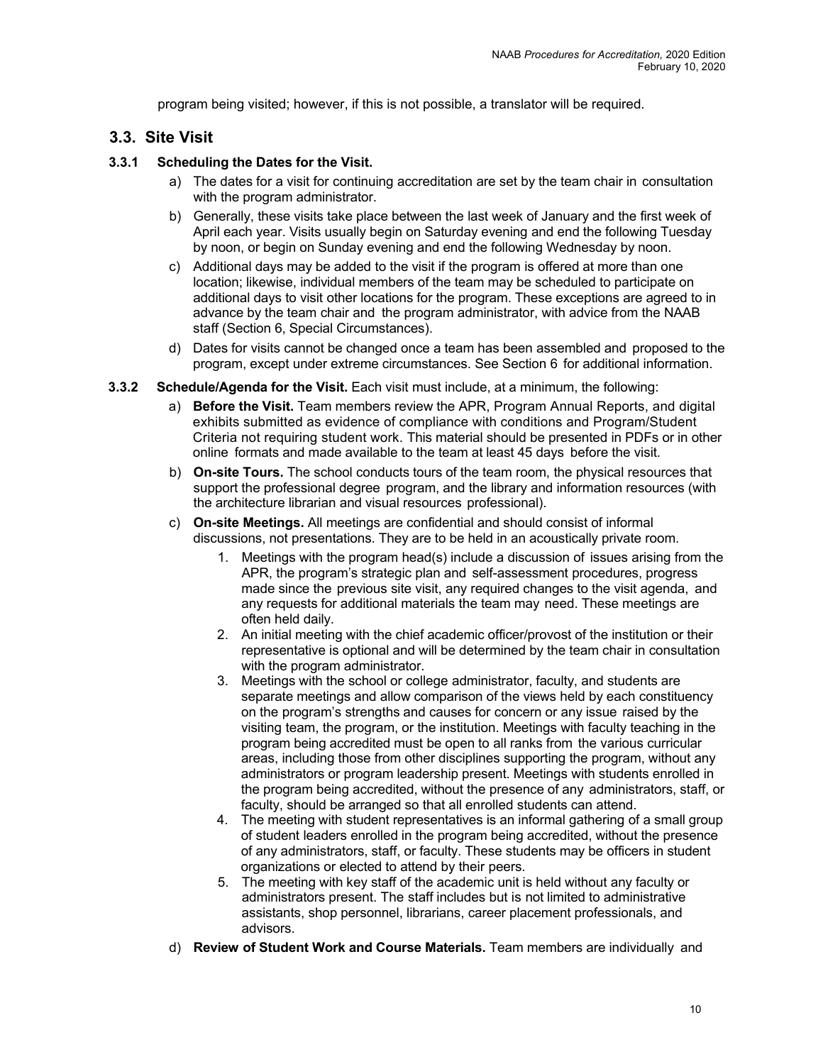program being visited; however, if this is not possible, a translator will be required.

## 3.3. Site Visit

### 3.3.1 Scheduling the Dates for the Visit.

a) The dates for a visit for continuing accreditation are set by the team chair in consultation with the program administrator.

b) Generally, these visits take place between the last week of January and the first week of April each year. Visits usually begin on Saturday evening and end the following Tuesday by noon, or begin on Sunday evening and end the following Wednesday by noon.

c) Additional days may be added to the visit if the program is offered at more than one location; likewise, individual members of the team may be scheduled to participate on additional days to visit other locations for the program. These exceptions are agreed to in advance by the team chair and the program administrator, with advice from the NAAB staff (Section 6, Special Circumstances).

d) Dates for visits cannot be changed once a team has been assembled and proposed to the program, except under extreme circumstances. See Section 6 for additional information.

**3.3.2 Schedule/Agenda for the Visit.** Each visit must include, at a minimum, the following:

a) **Before the Visit.** Team members review the APR, Program Annual Reports, and digital exhibits submitted as evidence of compliance with conditions and Program/Student Criteria not requiring student work. This material should be presented in PDFs or in other online formats and made available to the team at least 45 days before the visit.

b) **On-site Tours.** The school conducts tours of the team room, the physical resources that support the professional degree program, and the library and information resources (with the architecture librarian and visual resources professional).

c) **On-site Meetings.** All meetings are confidential and should consist of informal discussions, not presentations. They are to be held in an acoustically private room.

1. Meetings with the program head(s) include a discussion of issues arising from the APR, the program's strategic plan and self-assessment procedures, progress made since the previous site visit, any required changes to the visit agenda, and any requests for additional materials the team may need. These meetings are often held daily.
2. An initial meeting with the chief academic officer/provost of the institution or their representative is optional and will be determined by the team chair in consultation with the program administrator.
3. Meetings with the school or college administrator, faculty, and students are separate meetings and allow comparison of the views held by each constituency on the program's strengths and causes for concern or any issue raised by the visiting team, the program, or the institution. Meetings with faculty teaching in the program being accredited must be open to all ranks from the various curricular areas, including those from other disciplines supporting the program, without any administrators or program leadership present. Meetings with students enrolled in the program being accredited, without the presence of any administrators, staff, or faculty, should be arranged so that all enrolled students can attend.
4. The meeting with student representatives is an informal gathering of a small group of student leaders enrolled in the program being accredited, without the presence of any administrators, staff, or faculty. These students may be officers in student organizations or elected to attend by their peers.
5. The meeting with key staff of the academic unit is held without any faculty or administrators present. The staff includes but is not limited to administrative assistants, shop personnel, librarians, career placement professionals, and advisors.

d) **Review of Student Work and Course Materials.** Team members are individually and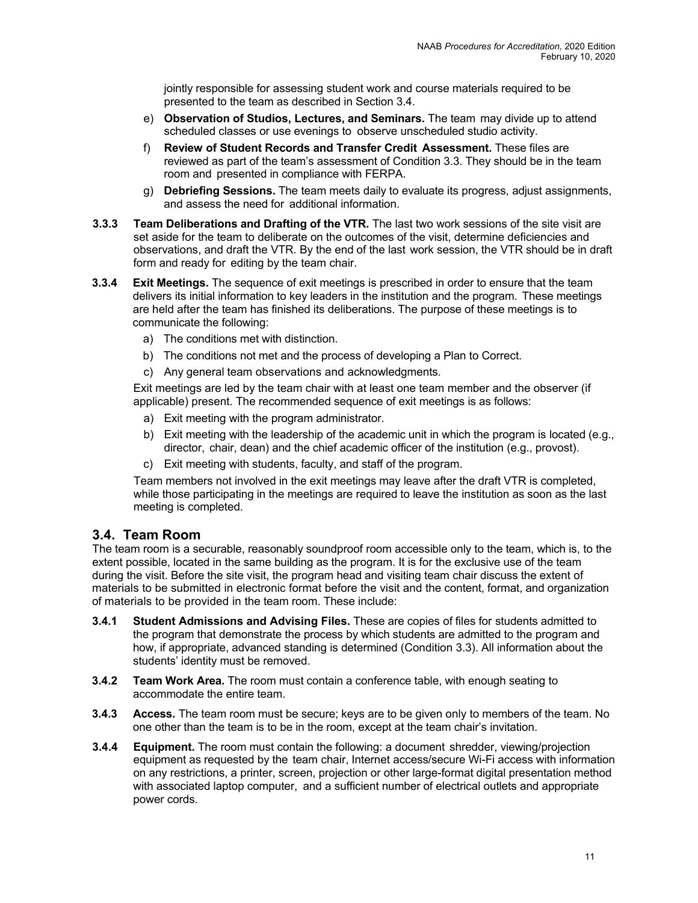jointly responsible for assessing student work and course materials required to be presented to the team as described in Section 3.4.

e) **Observation of Studios, Lectures, and Seminars.** The team may divide up to attend scheduled classes or use evenings to observe unscheduled studio activity.

f) **Review of Student Records and Transfer Credit Assessment.** These files are reviewed as part of the team's assessment of Condition 3.3. They should be in the team room and presented in compliance with FERPA.

g) **Debriefing Sessions.** The team meets daily to evaluate its progress, adjust assignments, and assess the need for additional information.

**3.3.3 Team Deliberations and Drafting of the VTR.** The last two work sessions of the site visit are set aside for the team to deliberate on the outcomes of the visit, determine deficiencies and observations, and draft the VTR. By the end of the last work session, the VTR should be in draft form and ready for editing by the team chair.

**3.3.4 Exit Meetings.** The sequence of exit meetings is prescribed in order to ensure that the team delivers its initial information to key leaders in the institution and the program. These meetings are held after the team has finished its deliberations. The purpose of these meetings is to communicate the following:

a) The conditions met with distinction.
b) The conditions not met and the process of developing a Plan to Correct.
c) Any general team observations and acknowledgments.

Exit meetings are led by the team chair with at least one team member and the observer (if applicable) present. The recommended sequence of exit meetings is as follows:

a) Exit meeting with the program administrator.
b) Exit meeting with the leadership of the academic unit in which the program is located (e.g., director, chair, dean) and the chief academic officer of the institution (e.g., provost).
c) Exit meeting with students, faculty, and staff of the program.

Team members not involved in the exit meetings may leave after the draft VTR is completed, while those participating in the meetings are required to leave the institution as soon as the last meeting is completed.

## 3.4. Team Room

The team room is a securable, reasonably soundproof room accessible only to the team, which is, to the extent possible, located in the same building as the program. It is for the exclusive use of the team during the visit. Before the site visit, the program head and visiting team chair discuss the extent of materials to be submitted in electronic format before the visit and the content, format, and organization of materials to be provided in the team room. These include:

**3.4.1 Student Admissions and Advising Files.** These are copies of files for students admitted to the program that demonstrate the process by which students are admitted to the program and how, if appropriate, advanced standing is determined (Condition 3.3). All information about the students' identity must be removed.

**3.4.2 Team Work Area.** The room must contain a conference table, with enough seating to accommodate the entire team.

**3.4.3 Access.** The team room must be secure; keys are to be given only to members of the team. No one other than the team is to be in the room, except at the team chair's invitation.

**3.4.4 Equipment.** The room must contain the following: a document shredder, viewing/projection equipment as requested by the team chair, Internet access/secure Wi-Fi access with information on any restrictions, a printer, screen, projection or other large-format digital presentation method with associated laptop computer, and a sufficient number of electrical outlets and appropriate power cords.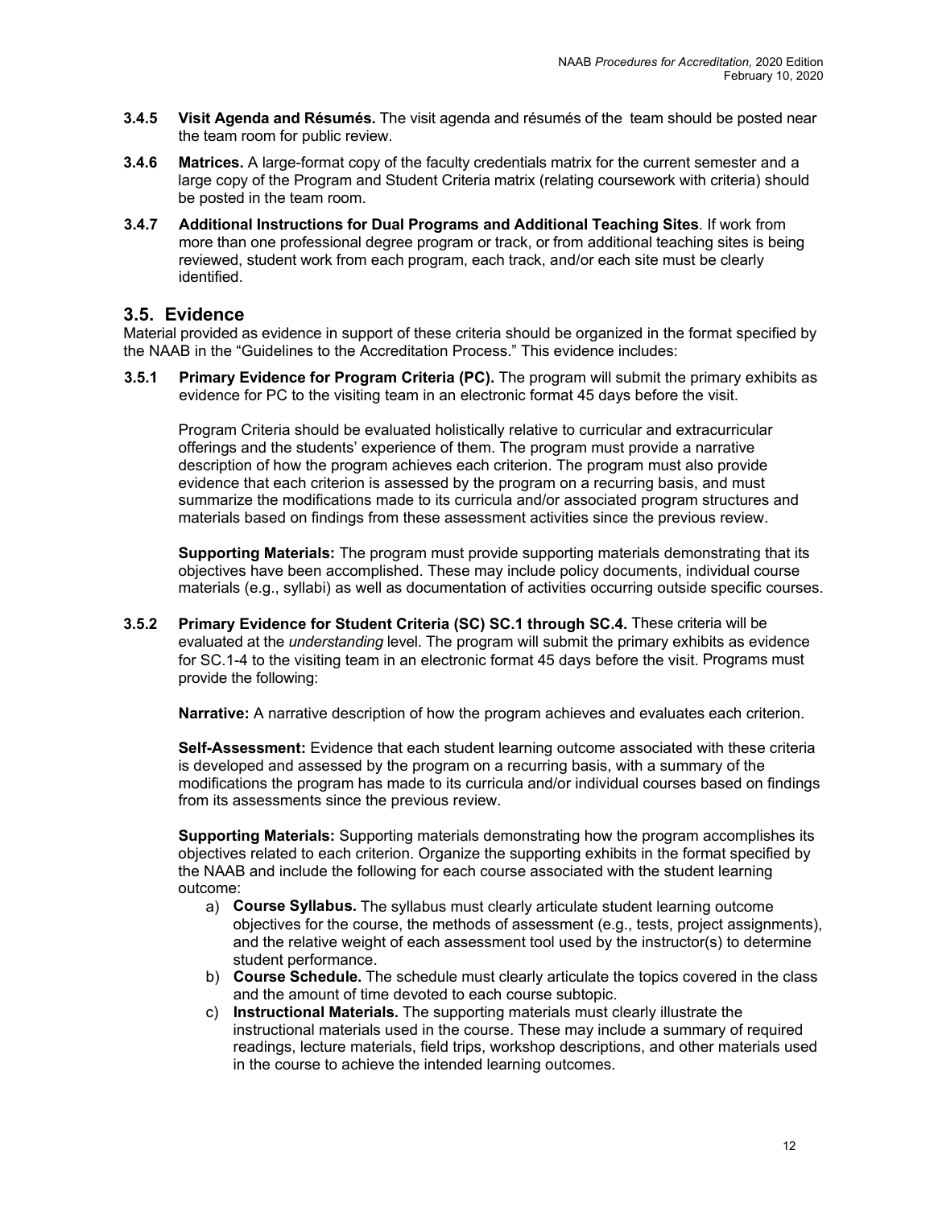**3.4.5 Visit Agenda and Résumés.** The visit agenda and résumés of the team should be posted near the team room for public review.

**3.4.6 Matrices.** A large-format copy of the faculty credentials matrix for the current semester and a large copy of the Program and Student Criteria matrix (relating coursework with criteria) should be posted in the team room.

**3.4.7 Additional Instructions for Dual Programs and Additional Teaching Sites**. If work from more than one professional degree program or track, or from additional teaching sites is being reviewed, student work from each program, each track, and/or each site must be clearly identified.

## 3.5. Evidence

Material provided as evidence in support of these criteria should be organized in the format specified by the NAAB in the "Guidelines to the Accreditation Process." This evidence includes:

**3.5.1 Primary Evidence for Program Criteria (PC).** The program will submit the primary exhibits as evidence for PC to the visiting team in an electronic format 45 days before the visit.

Program Criteria should be evaluated holistically relative to curricular and extracurricular offerings and the students' experience of them. The program must provide a narrative description of how the program achieves each criterion. The program must also provide evidence that each criterion is assessed by the program on a recurring basis, and must summarize the modifications made to its curricula and/or associated program structures and materials based on findings from these assessment activities since the previous review.

**Supporting Materials:** The program must provide supporting materials demonstrating that its objectives have been accomplished. These may include policy documents, individual course materials (e.g., syllabi) as well as documentation of activities occurring outside specific courses.

**3.5.2 Primary Evidence for Student Criteria (SC) SC.1 through SC.4.** These criteria will be evaluated at the *understanding* level. The program will submit the primary exhibits as evidence for SC.1-4 to the visiting team in an electronic format 45 days before the visit. Programs must provide the following:

**Narrative:** A narrative description of how the program achieves and evaluates each criterion.

**Self-Assessment:** Evidence that each student learning outcome associated with these criteria is developed and assessed by the program on a recurring basis, with a summary of the modifications the program has made to its curricula and/or individual courses based on findings from its assessments since the previous review.

**Supporting Materials:** Supporting materials demonstrating how the program accomplishes its objectives related to each criterion. Organize the supporting exhibits in the format specified by the NAAB and include the following for each course associated with the student learning outcome:

a) **Course Syllabus.** The syllabus must clearly articulate student learning outcome objectives for the course, the methods of assessment (e.g., tests, project assignments), and the relative weight of each assessment tool used by the instructor(s) to determine student performance.
b) **Course Schedule.** The schedule must clearly articulate the topics covered in the class and the amount of time devoted to each course subtopic.
c) **Instructional Materials.** The supporting materials must clearly illustrate the instructional materials used in the course. These may include a summary of required readings, lecture materials, field trips, workshop descriptions, and other materials used in the course to achieve the intended learning outcomes.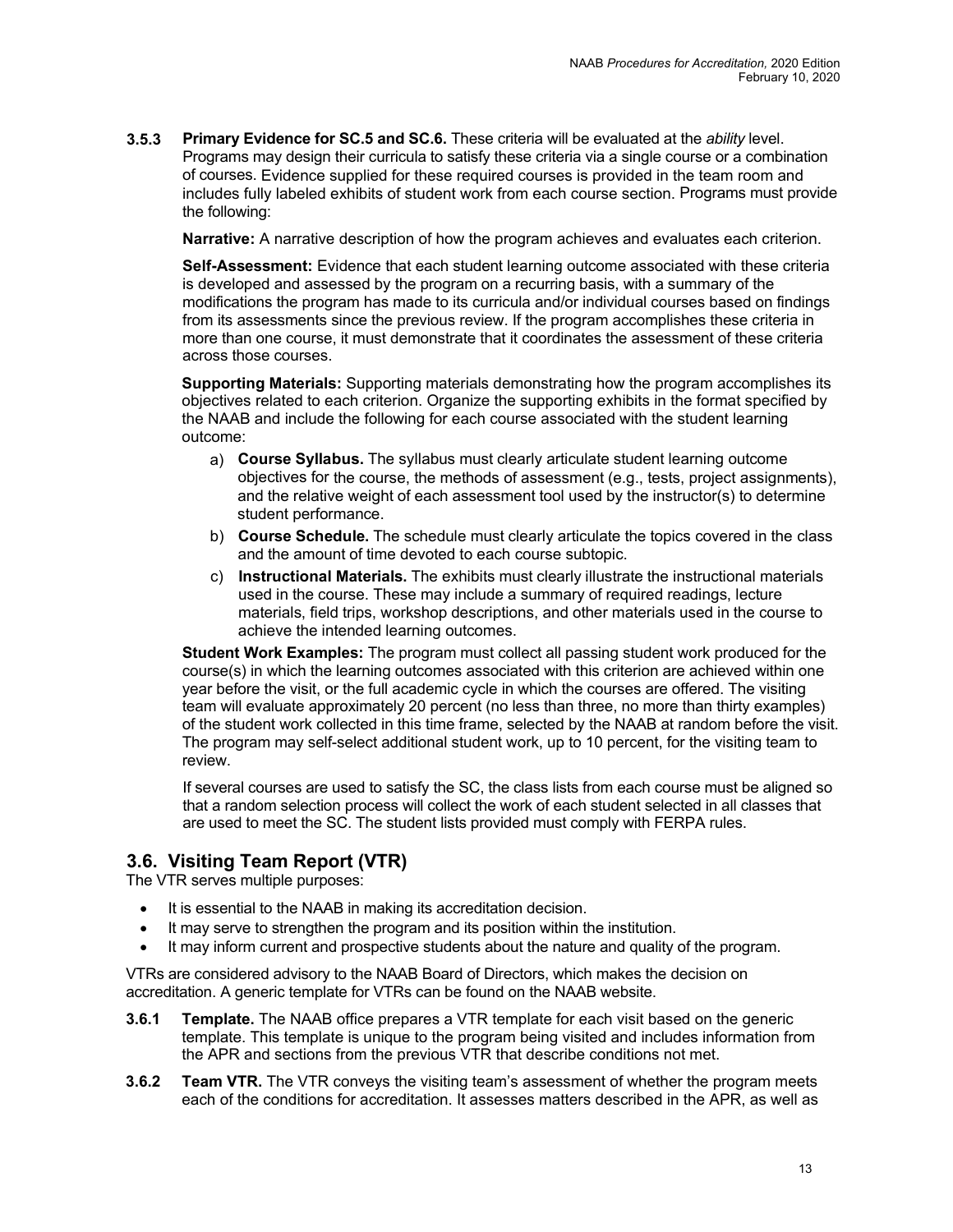**3.5.3 Primary Evidence for SC.5 and SC.6.** These criteria will be evaluated at the *ability* level. Programs may design their curricula to satisfy these criteria via a single course or a combination of courses. Evidence supplied for these required courses is provided in the team room and includes fully labeled exhibits of student work from each course section. Programs must provide the following:

**Narrative:** A narrative description of how the program achieves and evaluates each criterion.

**Self-Assessment:** Evidence that each student learning outcome associated with these criteria is developed and assessed by the program on a recurring basis, with a summary of the modifications the program has made to its curricula and/or individual courses based on findings from its assessments since the previous review. If the program accomplishes these criteria in more than one course, it must demonstrate that it coordinates the assessment of these criteria across those courses.

**Supporting Materials:** Supporting materials demonstrating how the program accomplishes its objectives related to each criterion. Organize the supporting exhibits in the format specified by the NAAB and include the following for each course associated with the student learning outcome:

a) **Course Syllabus.** The syllabus must clearly articulate student learning outcome objectives for the course, the methods of assessment (e.g., tests, project assignments), and the relative weight of each assessment tool used by the instructor(s) to determine student performance.
b) **Course Schedule.** The schedule must clearly articulate the topics covered in the class and the amount of time devoted to each course subtopic.
c) **Instructional Materials.** The exhibits must clearly illustrate the instructional materials used in the course. These may include a summary of required readings, lecture materials, field trips, workshop descriptions, and other materials used in the course to achieve the intended learning outcomes.

**Student Work Examples:** The program must collect all passing student work produced for the course(s) in which the learning outcomes associated with this criterion are achieved within one year before the visit, or the full academic cycle in which the courses are offered. The visiting team will evaluate approximately 20 percent (no less than three, no more than thirty examples) of the student work collected in this time frame, selected by the NAAB at random before the visit. The program may self-select additional student work, up to 10 percent, for the visiting team to review.

If several courses are used to satisfy the SC, the class lists from each course must be aligned so that a random selection process will collect the work of each student selected in all classes that are used to meet the SC. The student lists provided must comply with FERPA rules.

## 3.6. Visiting Team Report (VTR)

The VTR serves multiple purposes:

- It is essential to the NAAB in making its accreditation decision.
- It may serve to strengthen the program and its position within the institution.
- It may inform current and prospective students about the nature and quality of the program.

VTRs are considered advisory to the NAAB Board of Directors, which makes the decision on accreditation. A generic template for VTRs can be found on the NAAB website.

**3.6.1 Template.** The NAAB office prepares a VTR template for each visit based on the generic template. This template is unique to the program being visited and includes information from the APR and sections from the previous VTR that describe conditions not met.

**3.6.2 Team VTR.** The VTR conveys the visiting team's assessment of whether the program meets each of the conditions for accreditation. It assesses matters described in the APR, as well as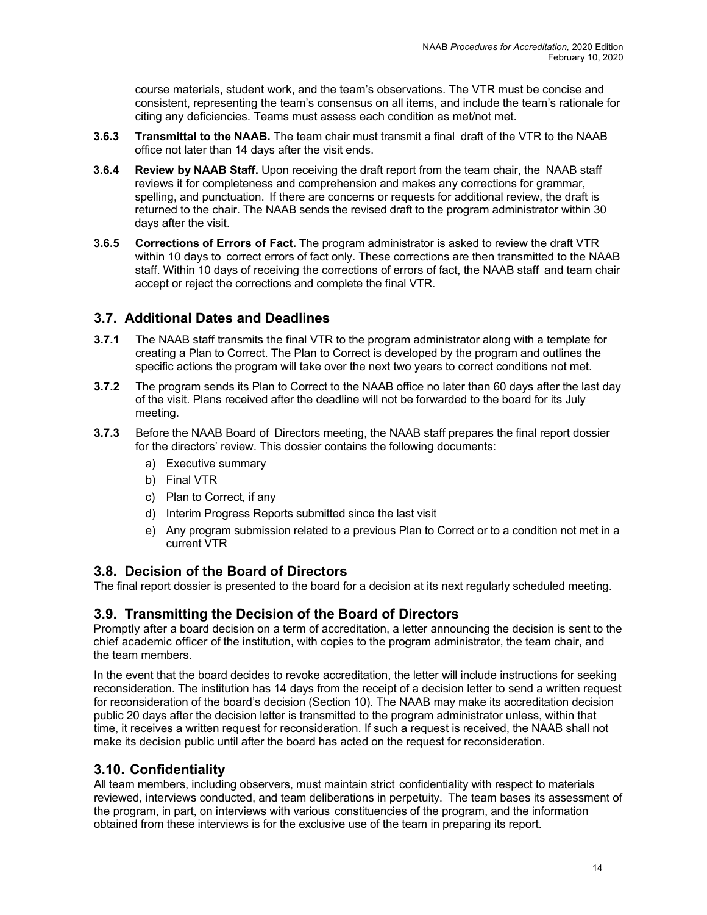course materials, student work, and the team's observations. The VTR must be concise and consistent, representing the team's consensus on all items, and include the team's rationale for citing any deficiencies. Teams must assess each condition as met/not met.

**3.6.3 Transmittal to the NAAB.** The team chair must transmit a final draft of the VTR to the NAAB office not later than 14 days after the visit ends.

**3.6.4 Review by NAAB Staff.** Upon receiving the draft report from the team chair, the NAAB staff reviews it for completeness and comprehension and makes any corrections for grammar, spelling, and punctuation. If there are concerns or requests for additional review, the draft is returned to the chair. The NAAB sends the revised draft to the program administrator within 30 days after the visit.

**3.6.5 Corrections of Errors of Fact.** The program administrator is asked to review the draft VTR within 10 days to correct errors of fact only. These corrections are then transmitted to the NAAB staff. Within 10 days of receiving the corrections of errors of fact, the NAAB staff and team chair accept or reject the corrections and complete the final VTR.

## 3.7. Additional Dates and Deadlines

**3.7.1** The NAAB staff transmits the final VTR to the program administrator along with a template for creating a Plan to Correct. The Plan to Correct is developed by the program and outlines the specific actions the program will take over the next two years to correct conditions not met.

**3.7.2** The program sends its Plan to Correct to the NAAB office no later than 60 days after the last day of the visit. Plans received after the deadline will not be forwarded to the board for its July meeting.

**3.7.3** Before the NAAB Board of Directors meeting, the NAAB staff prepares the final report dossier for the directors' review. This dossier contains the following documents:

a) Executive summary
b) Final VTR
c) Plan to Correct*,* if any
d) Interim Progress Reports submitted since the last visit
e) Any program submission related to a previous Plan to Correct or to a condition not met in a current VTR

## 3.8. Decision of the Board of Directors

The final report dossier is presented to the board for a decision at its next regularly scheduled meeting.

## 3.9. Transmitting the Decision of the Board of Directors

Promptly after a board decision on a term of accreditation, a letter announcing the decision is sent to the chief academic officer of the institution, with copies to the program administrator, the team chair, and the team members.

In the event that the board decides to revoke accreditation, the letter will include instructions for seeking reconsideration. The institution has 14 days from the receipt of a decision letter to send a written request for reconsideration of the board's decision (Section 10). The NAAB may make its accreditation decision public 20 days after the decision letter is transmitted to the program administrator unless, within that time, it receives a written request for reconsideration. If such a request is received, the NAAB shall not make its decision public until after the board has acted on the request for reconsideration.

## 3.10. Confidentiality

All team members, including observers, must maintain strict confidentiality with respect to materials reviewed, interviews conducted, and team deliberations in perpetuity. The team bases its assessment of the program, in part, on interviews with various constituencies of the program, and the information obtained from these interviews is for the exclusive use of the team in preparing its report.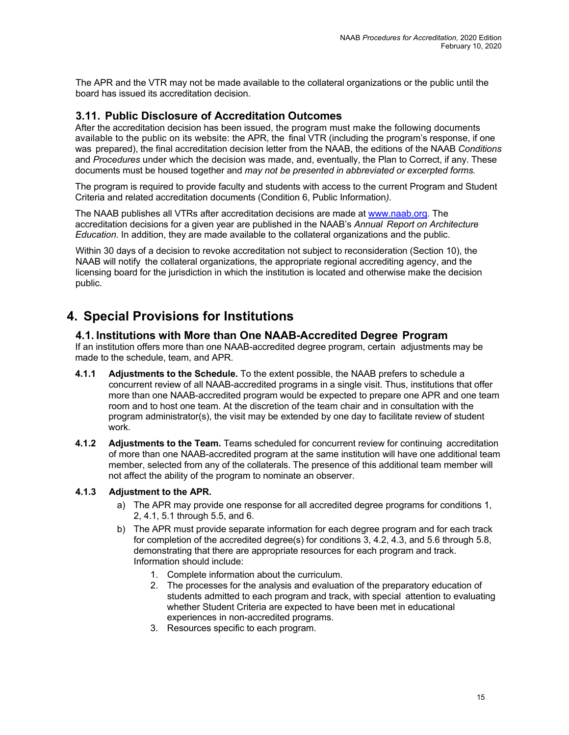The APR and the VTR may not be made available to the collateral organizations or the public until the board has issued its accreditation decision.

### 3.11. Public Disclosure of Accreditation Outcomes

After the accreditation decision has been issued, the program must make the following documents available to the public on its website: the APR, the final VTR (including the program's response, if one was prepared), the final accreditation decision letter from the NAAB, the editions of the NAAB *Conditions* and *Procedures* under which the decision was made, and, eventually, the Plan to Correct, if any. These documents must be housed together and *may not be presented in abbreviated or excerpted forms.*

The program is required to provide faculty and students with access to the current Program and Student Criteria and related accreditation documents (Condition 6, Public Information*).*

The NAAB publishes all VTRs after accreditation decisions are made at www.naab.org. The accreditation decisions for a given year are published in the NAAB's *Annual Report on Architecture Education.* In addition, they are made available to the collateral organizations and the public.

Within 30 days of a decision to revoke accreditation not subject to reconsideration (Section 10), the NAAB will notify the collateral organizations, the appropriate regional accrediting agency, and the licensing board for the jurisdiction in which the institution is located and otherwise make the decision public.

## 4. Special Provisions for Institutions

### 4.1. Institutions with More than One NAAB-Accredited Degree Program

If an institution offers more than one NAAB-accredited degree program, certain adjustments may be made to the schedule, team, and APR.

**4.1.1 Adjustments to the Schedule.** To the extent possible, the NAAB prefers to schedule a concurrent review of all NAAB-accredited programs in a single visit. Thus, institutions that offer more than one NAAB-accredited program would be expected to prepare one APR and one team room and to host one team. At the discretion of the team chair and in consultation with the program administrator(s), the visit may be extended by one day to facilitate review of student work.

**4.1.2 Adjustments to the Team.** Teams scheduled for concurrent review for continuing accreditation of more than one NAAB-accredited program at the same institution will have one additional team member, selected from any of the collaterals. The presence of this additional team member will not affect the ability of the program to nominate an observer.

**4.1.3 Adjustment to the APR.**

a) The APR may provide one response for all accredited degree programs for conditions 1, 2, 4.1, 5.1 through 5.5, and 6.

b) The APR must provide separate information for each degree program and for each track for completion of the accredited degree(s) for conditions 3, 4.2, 4.3, and 5.6 through 5.8, demonstrating that there are appropriate resources for each program and track. Information should include:

1. Complete information about the curriculum.
2. The processes for the analysis and evaluation of the preparatory education of students admitted to each program and track, with special attention to evaluating whether Student Criteria are expected to have been met in educational experiences in non-accredited programs.
3. Resources specific to each program.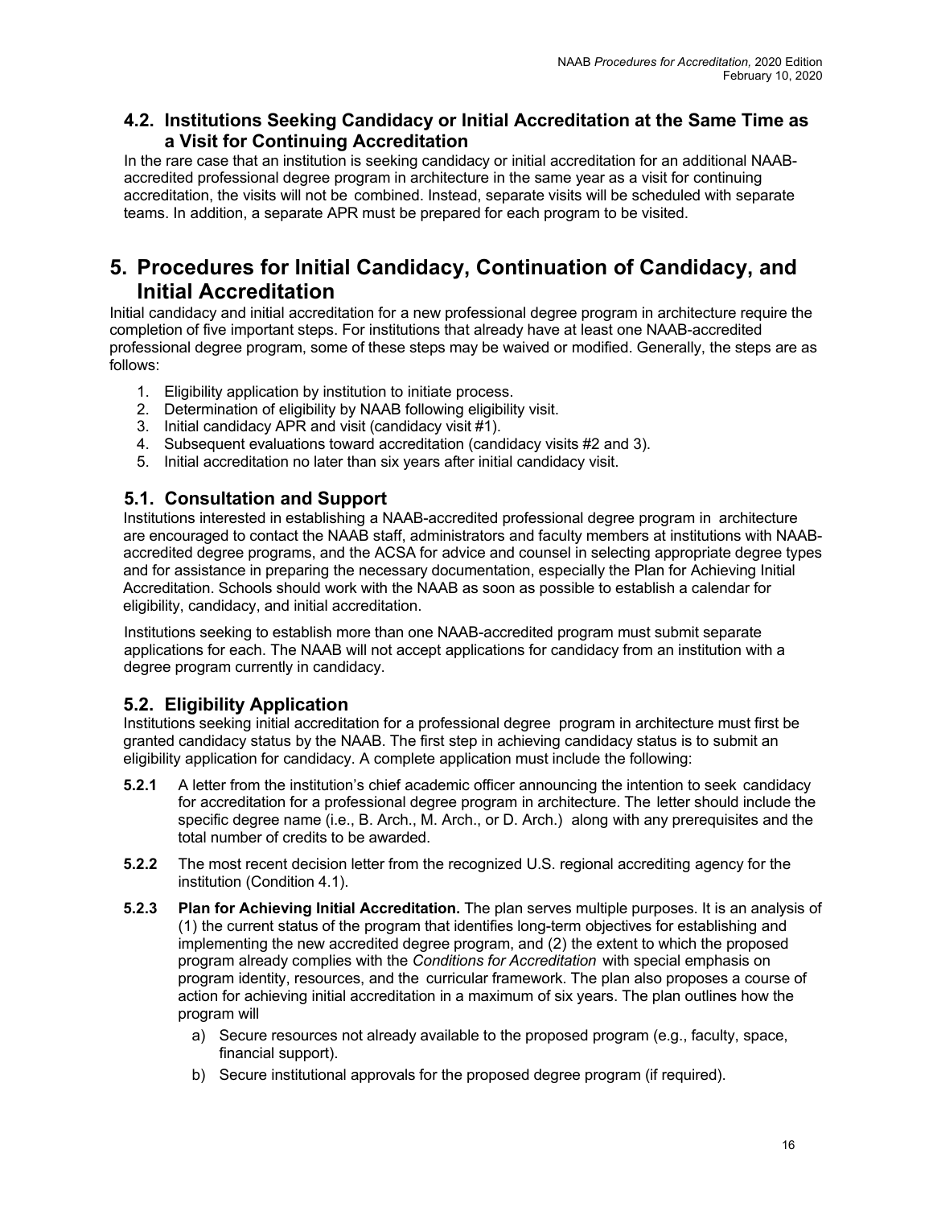### 4.2. Institutions Seeking Candidacy or Initial Accreditation at the Same Time as a Visit for Continuing Accreditation

In the rare case that an institution is seeking candidacy or initial accreditation for an additional NAAB-accredited professional degree program in architecture in the same year as a visit for continuing accreditation, the visits will not be combined. Instead, separate visits will be scheduled with separate teams. In addition, a separate APR must be prepared for each program to be visited.

## 5. Procedures for Initial Candidacy, Continuation of Candidacy, and Initial Accreditation

Initial candidacy and initial accreditation for a new professional degree program in architecture require the completion of five important steps. For institutions that already have at least one NAAB-accredited professional degree program, some of these steps may be waived or modified. Generally, the steps are as follows:

1. Eligibility application by institution to initiate process.
2. Determination of eligibility by NAAB following eligibility visit.
3. Initial candidacy APR and visit (candidacy visit #1).
4. Subsequent evaluations toward accreditation (candidacy visits #2 and 3).
5. Initial accreditation no later than six years after initial candidacy visit.

### 5.1. Consultation and Support

Institutions interested in establishing a NAAB-accredited professional degree program in architecture are encouraged to contact the NAAB staff, administrators and faculty members at institutions with NAAB-accredited degree programs, and the ACSA for advice and counsel in selecting appropriate degree types and for assistance in preparing the necessary documentation, especially the Plan for Achieving Initial Accreditation. Schools should work with the NAAB as soon as possible to establish a calendar for eligibility, candidacy, and initial accreditation.

Institutions seeking to establish more than one NAAB-accredited program must submit separate applications for each. The NAAB will not accept applications for candidacy from an institution with a degree program currently in candidacy.

### 5.2. Eligibility Application

Institutions seeking initial accreditation for a professional degree program in architecture must first be granted candidacy status by the NAAB. The first step in achieving candidacy status is to submit an eligibility application for candidacy. A complete application must include the following:

**5.2.1** A letter from the institution's chief academic officer announcing the intention to seek candidacy for accreditation for a professional degree program in architecture. The letter should include the specific degree name (i.e., B. Arch., M. Arch., or D. Arch.) along with any prerequisites and the total number of credits to be awarded.

**5.2.2** The most recent decision letter from the recognized U.S. regional accrediting agency for the institution (Condition 4.1).

**5.2.3** **Plan for Achieving Initial Accreditation.** The plan serves multiple purposes. It is an analysis of (1) the current status of the program that identifies long-term objectives for establishing and implementing the new accredited degree program, and (2) the extent to which the proposed program already complies with the *Conditions for Accreditation* with special emphasis on program identity, resources, and the curricular framework. The plan also proposes a course of action for achieving initial accreditation in a maximum of six years. The plan outlines how the program will

a) Secure resources not already available to the proposed program (e.g., faculty, space, financial support).
b) Secure institutional approvals for the proposed degree program (if required).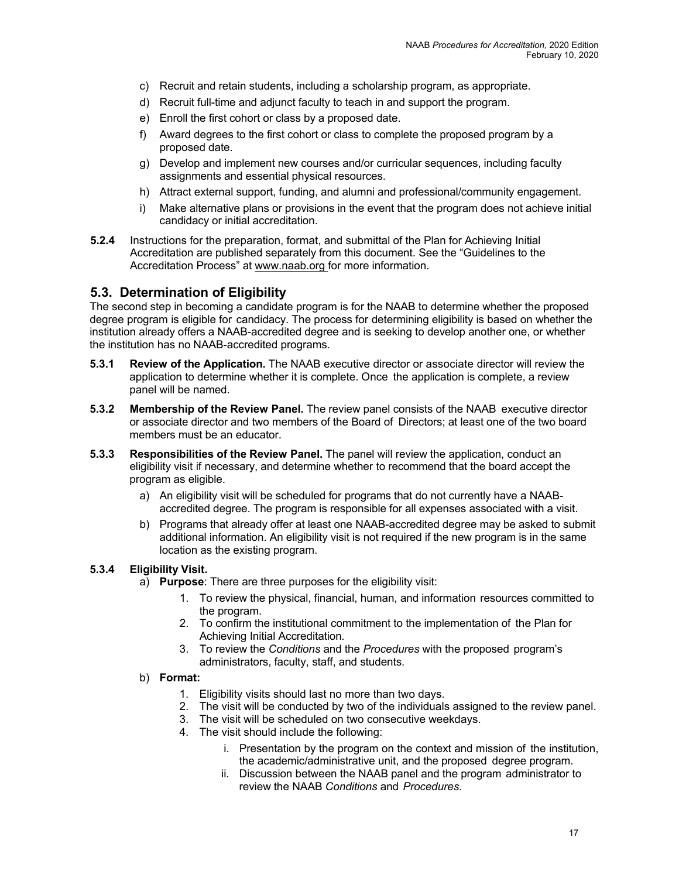c) Recruit and retain students, including a scholarship program, as appropriate.
d) Recruit full-time and adjunct faculty to teach in and support the program.
e) Enroll the first cohort or class by a proposed date.
f) Award degrees to the first cohort or class to complete the proposed program by a proposed date.
g) Develop and implement new courses and/or curricular sequences, including faculty assignments and essential physical resources.
h) Attract external support, funding, and alumni and professional/community engagement.
i) Make alternative plans or provisions in the event that the program does not achieve initial candidacy or initial accreditation.

**5.2.4** Instructions for the preparation, format, and submittal of the Plan for Achieving Initial Accreditation are published separately from this document. See the "Guidelines to the Accreditation Process" at www.naab.org for more information.

## 5.3. Determination of Eligibility

The second step in becoming a candidate program is for the NAAB to determine whether the proposed degree program is eligible for candidacy. The process for determining eligibility is based on whether the institution already offers a NAAB-accredited degree and is seeking to develop another one, or whether the institution has no NAAB-accredited programs.

**5.3.1 Review of the Application.** The NAAB executive director or associate director will review the application to determine whether it is complete. Once the application is complete, a review panel will be named.

**5.3.2 Membership of the Review Panel.** The review panel consists of the NAAB executive director or associate director and two members of the Board of Directors; at least one of the two board members must be an educator.

**5.3.3 Responsibilities of the Review Panel.** The panel will review the application, conduct an eligibility visit if necessary, and determine whether to recommend that the board accept the program as eligible.

a) An eligibility visit will be scheduled for programs that do not currently have a NAAB-accredited degree. The program is responsible for all expenses associated with a visit.
b) Programs that already offer at least one NAAB-accredited degree may be asked to submit additional information. An eligibility visit is not required if the new program is in the same location as the existing program.

**5.3.4 Eligibility Visit.**

a) **Purpose**: There are three purposes for the eligibility visit:
   1. To review the physical, financial, human, and information resources committed to the program.
   2. To confirm the institutional commitment to the implementation of the Plan for Achieving Initial Accreditation.
   3. To review the *Conditions* and the *Procedures* with the proposed program's administrators, faculty, staff, and students.

b) **Format:**
   1. Eligibility visits should last no more than two days.
   2. The visit will be conducted by two of the individuals assigned to the review panel.
   3. The visit will be scheduled on two consecutive weekdays.
   4. The visit should include the following:
      i. Presentation by the program on the context and mission of the institution, the academic/administrative unit, and the proposed degree program.
      ii. Discussion between the NAAB panel and the program administrator to review the NAAB *Conditions* and *Procedures.*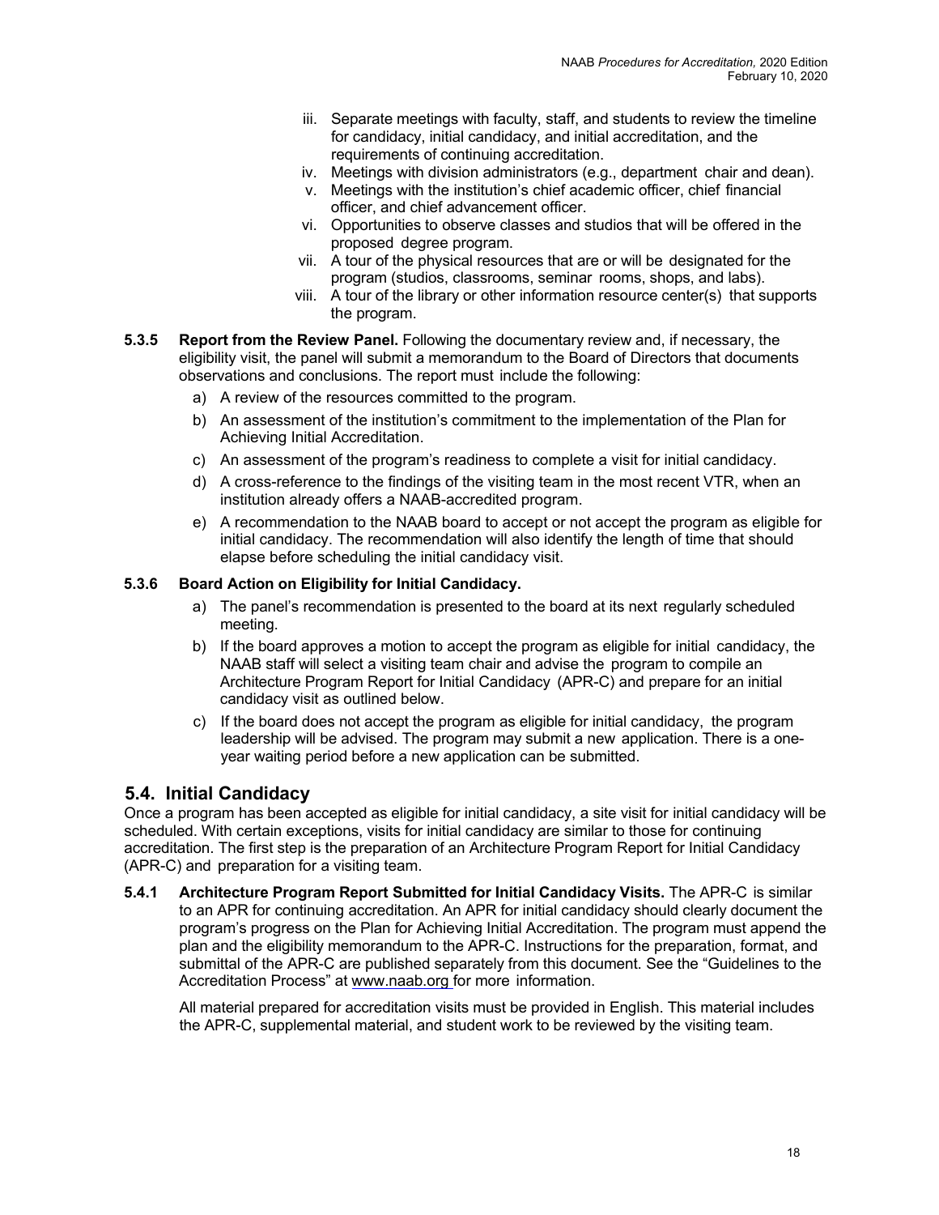iii. Separate meetings with faculty, staff, and students to review the timeline for candidacy, initial candidacy, and initial accreditation, and the requirements of continuing accreditation.
iv. Meetings with division administrators (e.g., department chair and dean).
v. Meetings with the institution's chief academic officer, chief financial officer, and chief advancement officer.
vi. Opportunities to observe classes and studios that will be offered in the proposed degree program.
vii. A tour of the physical resources that are or will be designated for the program (studios, classrooms, seminar rooms, shops, and labs).
viii. A tour of the library or other information resource center(s) that supports the program.

**5.3.5 Report from the Review Panel.** Following the documentary review and, if necessary, the eligibility visit, the panel will submit a memorandum to the Board of Directors that documents observations and conclusions. The report must include the following:

a) A review of the resources committed to the program.
b) An assessment of the institution's commitment to the implementation of the Plan for Achieving Initial Accreditation.
c) An assessment of the program's readiness to complete a visit for initial candidacy.
d) A cross-reference to the findings of the visiting team in the most recent VTR, when an institution already offers a NAAB-accredited program.
e) A recommendation to the NAAB board to accept or not accept the program as eligible for initial candidacy. The recommendation will also identify the length of time that should elapse before scheduling the initial candidacy visit.

**5.3.6 Board Action on Eligibility for Initial Candidacy.**

a) The panel's recommendation is presented to the board at its next regularly scheduled meeting.
b) If the board approves a motion to accept the program as eligible for initial candidacy, the NAAB staff will select a visiting team chair and advise the program to compile an Architecture Program Report for Initial Candidacy (APR-C) and prepare for an initial candidacy visit as outlined below.
c) If the board does not accept the program as eligible for initial candidacy, the program leadership will be advised. The program may submit a new application. There is a one-year waiting period before a new application can be submitted.

## 5.4. Initial Candidacy

Once a program has been accepted as eligible for initial candidacy, a site visit for initial candidacy will be scheduled. With certain exceptions, visits for initial candidacy are similar to those for continuing accreditation. The first step is the preparation of an Architecture Program Report for Initial Candidacy (APR-C) and preparation for a visiting team.

**5.4.1 Architecture Program Report Submitted for Initial Candidacy Visits.** The APR-C is similar to an APR for continuing accreditation. An APR for initial candidacy should clearly document the program's progress on the Plan for Achieving Initial Accreditation. The program must append the plan and the eligibility memorandum to the APR-C. Instructions for the preparation, format, and submittal of the APR-C are published separately from this document. See the "Guidelines to the Accreditation Process" at www.naab.org for more information.

All material prepared for accreditation visits must be provided in English. This material includes the APR-C, supplemental material, and student work to be reviewed by the visiting team.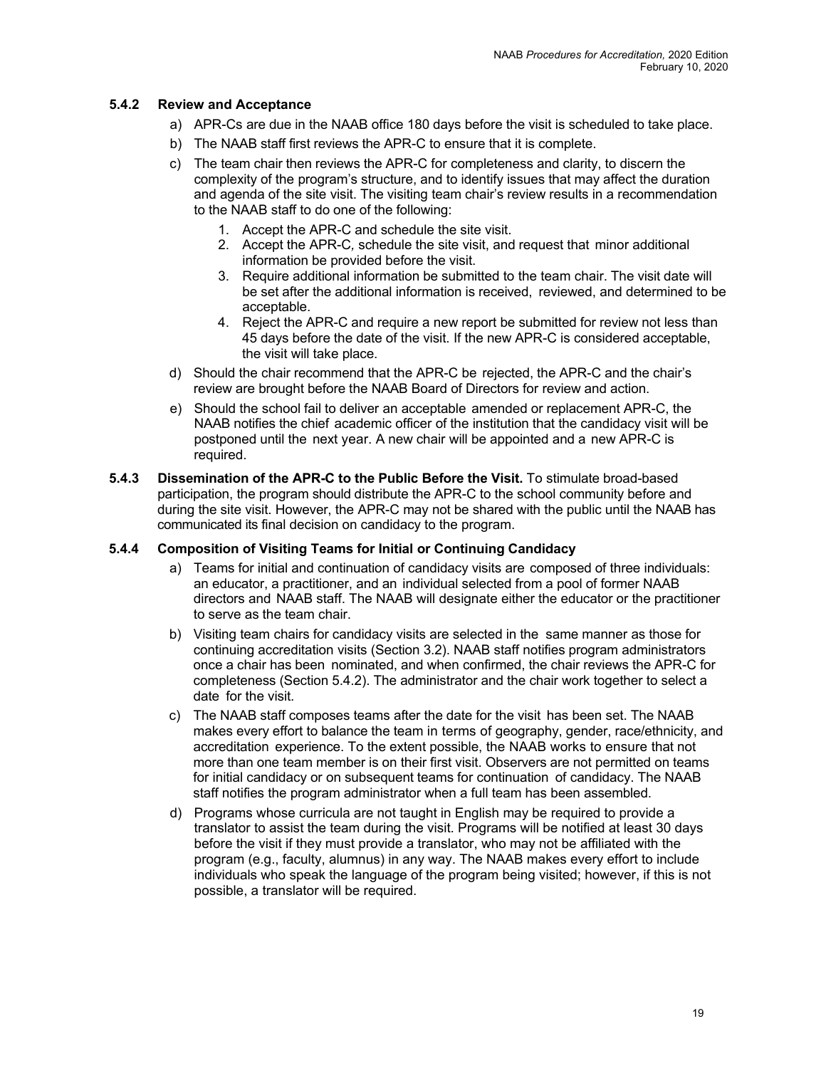#### 5.4.2 Review and Acceptance

a) APR-Cs are due in the NAAB office 180 days before the visit is scheduled to take place.

b) The NAAB staff first reviews the APR-C to ensure that it is complete.

c) The team chair then reviews the APR-C for completeness and clarity, to discern the complexity of the program's structure, and to identify issues that may affect the duration and agenda of the site visit. The visiting team chair's review results in a recommendation to the NAAB staff to do one of the following:

   1. Accept the APR-C and schedule the site visit.
   2. Accept the APR-C, schedule the site visit, and request that minor additional information be provided before the visit.
   3. Require additional information be submitted to the team chair. The visit date will be set after the additional information is received, reviewed, and determined to be acceptable.
   4. Reject the APR-C and require a new report be submitted for review not less than 45 days before the date of the visit. If the new APR-C is considered acceptable, the visit will take place.

d) Should the chair recommend that the APR-C be rejected, the APR-C and the chair's review are brought before the NAAB Board of Directors for review and action.

e) Should the school fail to deliver an acceptable amended or replacement APR-C, the NAAB notifies the chief academic officer of the institution that the candidacy visit will be postponed until the next year. A new chair will be appointed and a new APR-C is required.

**5.4.3 Dissemination of the APR-C to the Public Before the Visit.** To stimulate broad-based participation, the program should distribute the APR-C to the school community before and during the site visit. However, the APR-C may not be shared with the public until the NAAB has communicated its final decision on candidacy to the program.

#### 5.4.4 Composition of Visiting Teams for Initial or Continuing Candidacy

a) Teams for initial and continuation of candidacy visits are composed of three individuals: an educator, a practitioner, and an individual selected from a pool of former NAAB directors and NAAB staff. The NAAB will designate either the educator or the practitioner to serve as the team chair.

b) Visiting team chairs for candidacy visits are selected in the same manner as those for continuing accreditation visits (Section 3.2). NAAB staff notifies program administrators once a chair has been nominated, and when confirmed, the chair reviews the APR-C for completeness (Section 5.4.2). The administrator and the chair work together to select a date for the visit.

c) The NAAB staff composes teams after the date for the visit has been set. The NAAB makes every effort to balance the team in terms of geography, gender, race/ethnicity, and accreditation experience. To the extent possible, the NAAB works to ensure that not more than one team member is on their first visit. Observers are not permitted on teams for initial candidacy or on subsequent teams for continuation of candidacy. The NAAB staff notifies the program administrator when a full team has been assembled.

d) Programs whose curricula are not taught in English may be required to provide a translator to assist the team during the visit. Programs will be notified at least 30 days before the visit if they must provide a translator, who may not be affiliated with the program (e.g., faculty, alumnus) in any way. The NAAB makes every effort to include individuals who speak the language of the program being visited; however, if this is not possible, a translator will be required.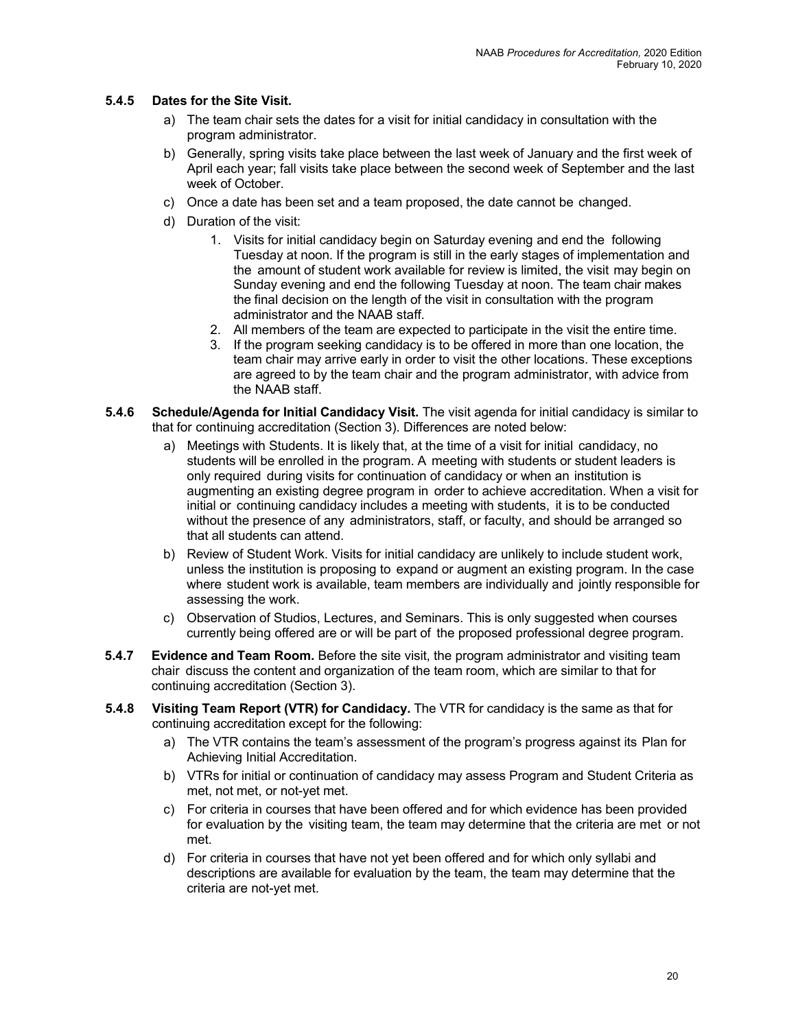### 5.4.5 Dates for the Site Visit.

a) The team chair sets the dates for a visit for initial candidacy in consultation with the program administrator.

b) Generally, spring visits take place between the last week of January and the first week of April each year; fall visits take place between the second week of September and the last week of October.

c) Once a date has been set and a team proposed, the date cannot be changed.

d) Duration of the visit:

1. Visits for initial candidacy begin on Saturday evening and end the following Tuesday at noon. If the program is still in the early stages of implementation and the amount of student work available for review is limited, the visit may begin on Sunday evening and end the following Tuesday at noon. The team chair makes the final decision on the length of the visit in consultation with the program administrator and the NAAB staff.
2. All members of the team are expected to participate in the visit the entire time.
3. If the program seeking candidacy is to be offered in more than one location, the team chair may arrive early in order to visit the other locations. These exceptions are agreed to by the team chair and the program administrator, with advice from the NAAB staff.

### 5.4.6 Schedule/Agenda for Initial Candidacy Visit.

The visit agenda for initial candidacy is similar to that for continuing accreditation (Section 3). Differences are noted below:

a) Meetings with Students. It is likely that, at the time of a visit for initial candidacy, no students will be enrolled in the program. A meeting with students or student leaders is only required during visits for continuation of candidacy or when an institution is augmenting an existing degree program in order to achieve accreditation. When a visit for initial or continuing candidacy includes a meeting with students, it is to be conducted without the presence of any administrators, staff, or faculty, and should be arranged so that all students can attend.

b) Review of Student Work. Visits for initial candidacy are unlikely to include student work, unless the institution is proposing to expand or augment an existing program. In the case where student work is available, team members are individually and jointly responsible for assessing the work.

c) Observation of Studios, Lectures, and Seminars. This is only suggested when courses currently being offered are or will be part of the proposed professional degree program.

### 5.4.7 Evidence and Team Room.

Before the site visit, the program administrator and visiting team chair discuss the content and organization of the team room, which are similar to that for continuing accreditation (Section 3).

### 5.4.8 Visiting Team Report (VTR) for Candidacy.

The VTR for candidacy is the same as that for continuing accreditation except for the following:

a) The VTR contains the team's assessment of the program's progress against its Plan for Achieving Initial Accreditation.

b) VTRs for initial or continuation of candidacy may assess Program and Student Criteria as met, not met, or not-yet met.

c) For criteria in courses that have been offered and for which evidence has been provided for evaluation by the visiting team, the team may determine that the criteria are met or not met.

d) For criteria in courses that have not yet been offered and for which only syllabi and descriptions are available for evaluation by the team, the team may determine that the criteria are not-yet met.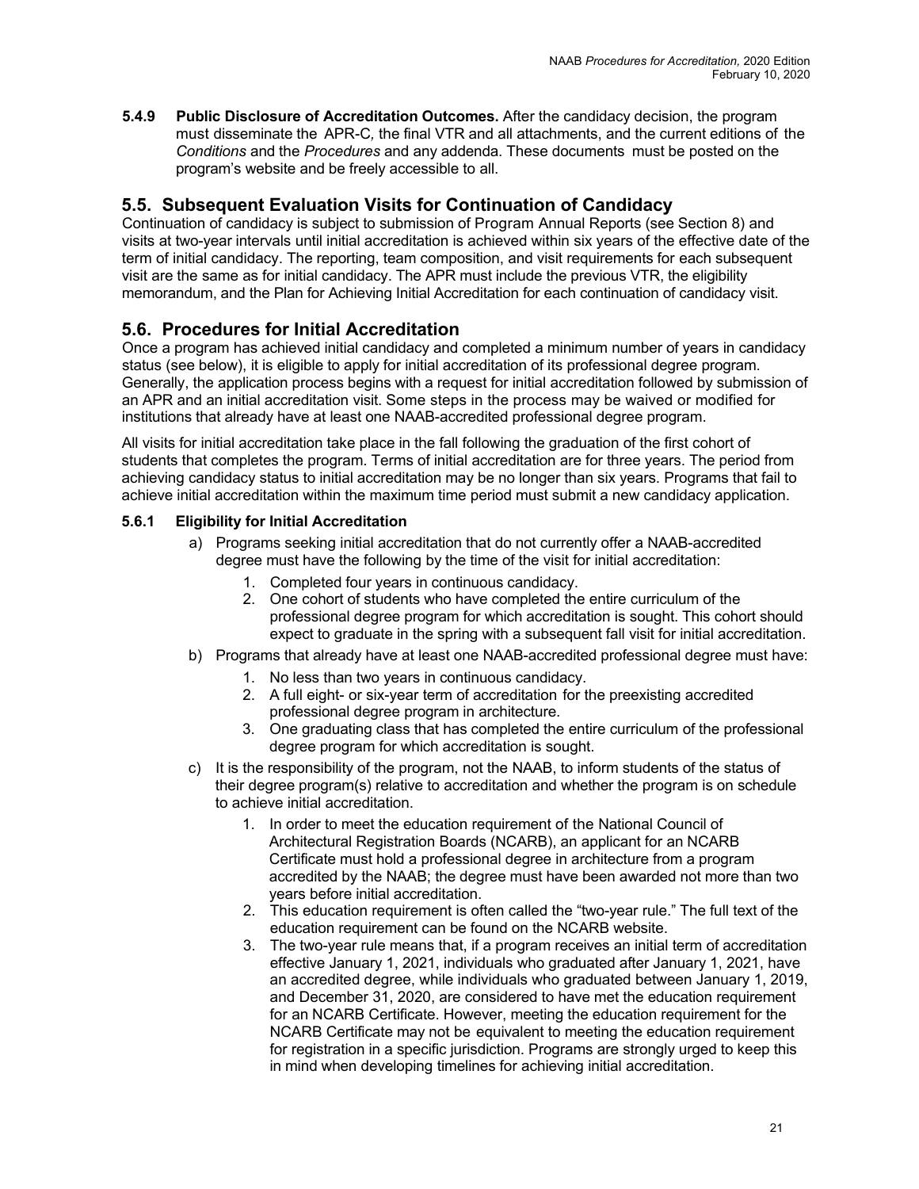**5.4.9 Public Disclosure of Accreditation Outcomes.** After the candidacy decision, the program must disseminate the APR-C*,* the final VTR and all attachments, and the current editions of the *Conditions* and the *Procedures* and any addenda. These documents must be posted on the program's website and be freely accessible to all.

## 5.5. Subsequent Evaluation Visits for Continuation of Candidacy

Continuation of candidacy is subject to submission of Program Annual Reports (see Section 8) and visits at two-year intervals until initial accreditation is achieved within six years of the effective date of the term of initial candidacy. The reporting, team composition, and visit requirements for each subsequent visit are the same as for initial candidacy. The APR must include the previous VTR, the eligibility memorandum, and the Plan for Achieving Initial Accreditation for each continuation of candidacy visit.

## 5.6. Procedures for Initial Accreditation

Once a program has achieved initial candidacy and completed a minimum number of years in candidacy status (see below), it is eligible to apply for initial accreditation of its professional degree program. Generally, the application process begins with a request for initial accreditation followed by submission of an APR and an initial accreditation visit. Some steps in the process may be waived or modified for institutions that already have at least one NAAB-accredited professional degree program.

All visits for initial accreditation take place in the fall following the graduation of the first cohort of students that completes the program. Terms of initial accreditation are for three years. The period from achieving candidacy status to initial accreditation may be no longer than six years. Programs that fail to achieve initial accreditation within the maximum time period must submit a new candidacy application.

### 5.6.1 Eligibility for Initial Accreditation

a) Programs seeking initial accreditation that do not currently offer a NAAB-accredited degree must have the following by the time of the visit for initial accreditation:
    1. Completed four years in continuous candidacy.
    2. One cohort of students who have completed the entire curriculum of the professional degree program for which accreditation is sought. This cohort should expect to graduate in the spring with a subsequent fall visit for initial accreditation.

b) Programs that already have at least one NAAB-accredited professional degree must have:
    1. No less than two years in continuous candidacy.
    2. A full eight- or six-year term of accreditation for the preexisting accredited professional degree program in architecture.
    3. One graduating class that has completed the entire curriculum of the professional degree program for which accreditation is sought.

c) It is the responsibility of the program, not the NAAB, to inform students of the status of their degree program(s) relative to accreditation and whether the program is on schedule to achieve initial accreditation.
    1. In order to meet the education requirement of the National Council of Architectural Registration Boards (NCARB), an applicant for an NCARB Certificate must hold a professional degree in architecture from a program accredited by the NAAB; the degree must have been awarded not more than two years before initial accreditation.
    2. This education requirement is often called the "two-year rule." The full text of the education requirement can be found on the NCARB website.
    3. The two-year rule means that, if a program receives an initial term of accreditation effective January 1, 2021, individuals who graduated after January 1, 2021, have an accredited degree, while individuals who graduated between January 1, 2019, and December 31, 2020, are considered to have met the education requirement for an NCARB Certificate. However, meeting the education requirement for the NCARB Certificate may not be equivalent to meeting the education requirement for registration in a specific jurisdiction. Programs are strongly urged to keep this in mind when developing timelines for achieving initial accreditation.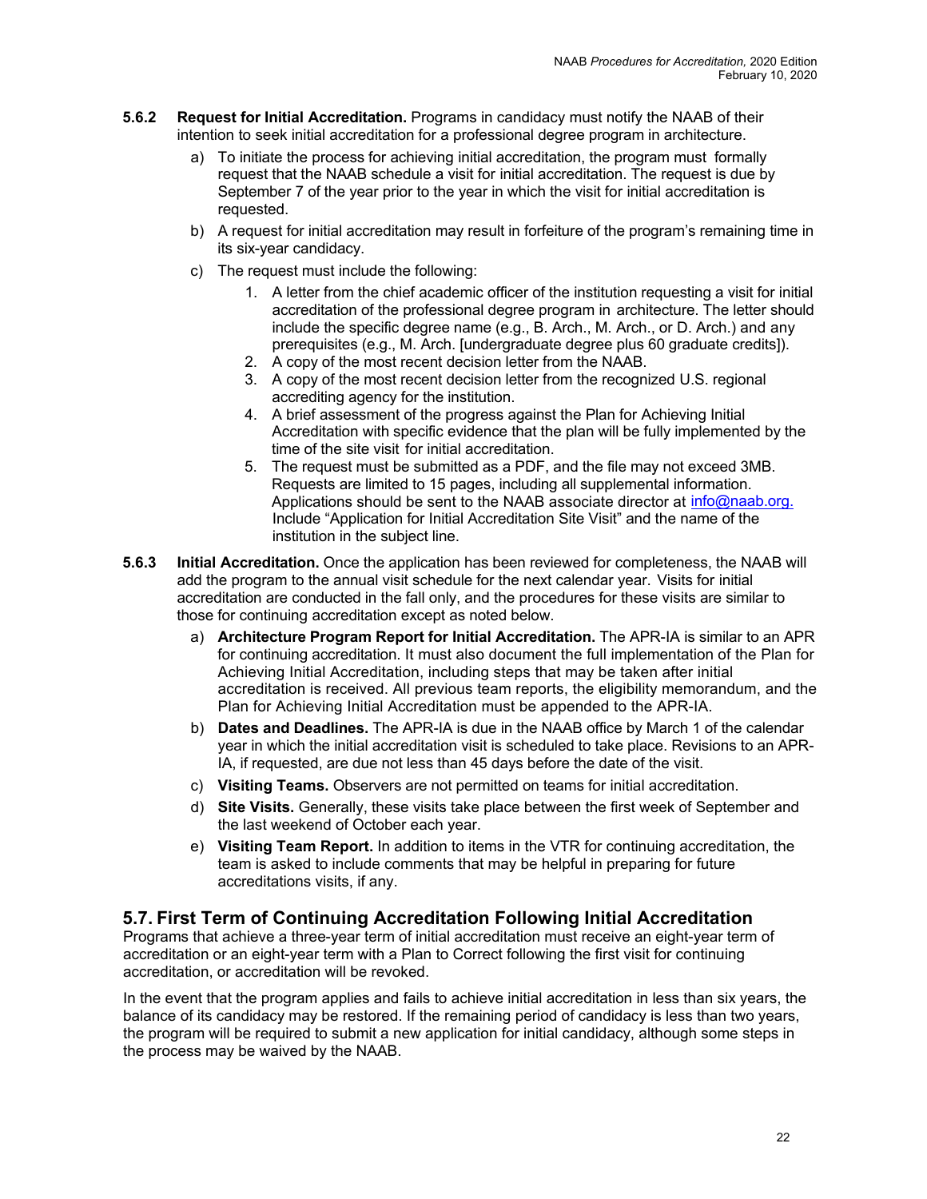**5.6.2 Request for Initial Accreditation.** Programs in candidacy must notify the NAAB of their intention to seek initial accreditation for a professional degree program in architecture.

a) To initiate the process for achieving initial accreditation, the program must formally request that the NAAB schedule a visit for initial accreditation. The request is due by September 7 of the year prior to the year in which the visit for initial accreditation is requested.

b) A request for initial accreditation may result in forfeiture of the program's remaining time in its six-year candidacy.

c) The request must include the following:

1. A letter from the chief academic officer of the institution requesting a visit for initial accreditation of the professional degree program in architecture. The letter should include the specific degree name (e.g., B. Arch., M. Arch., or D. Arch.) and any prerequisites (e.g., M. Arch. [undergraduate degree plus 60 graduate credits]).
2. A copy of the most recent decision letter from the NAAB.
3. A copy of the most recent decision letter from the recognized U.S. regional accrediting agency for the institution.
4. A brief assessment of the progress against the Plan for Achieving Initial Accreditation with specific evidence that the plan will be fully implemented by the time of the site visit for initial accreditation.
5. The request must be submitted as a PDF, and the file may not exceed 3MB. Requests are limited to 15 pages, including all supplemental information. Applications should be sent to the NAAB associate director at info@naab.org. Include "Application for Initial Accreditation Site Visit" and the name of the institution in the subject line.

**5.6.3 Initial Accreditation.** Once the application has been reviewed for completeness, the NAAB will add the program to the annual visit schedule for the next calendar year. Visits for initial accreditation are conducted in the fall only, and the procedures for these visits are similar to those for continuing accreditation except as noted below.

a) **Architecture Program Report for Initial Accreditation.** The APR-IA is similar to an APR for continuing accreditation. It must also document the full implementation of the Plan for Achieving Initial Accreditation, including steps that may be taken after initial accreditation is received. All previous team reports, the eligibility memorandum, and the Plan for Achieving Initial Accreditation must be appended to the APR-IA.

b) **Dates and Deadlines.** The APR-IA is due in the NAAB office by March 1 of the calendar year in which the initial accreditation visit is scheduled to take place. Revisions to an APR-IA, if requested, are due not less than 45 days before the date of the visit.

c) **Visiting Teams.** Observers are not permitted on teams for initial accreditation.

d) **Site Visits.** Generally, these visits take place between the first week of September and the last weekend of October each year.

e) **Visiting Team Report.** In addition to items in the VTR for continuing accreditation, the team is asked to include comments that may be helpful in preparing for future accreditations visits, if any.

## 5.7. First Term of Continuing Accreditation Following Initial Accreditation

Programs that achieve a three-year term of initial accreditation must receive an eight-year term of accreditation or an eight-year term with a Plan to Correct following the first visit for continuing accreditation, or accreditation will be revoked.

In the event that the program applies and fails to achieve initial accreditation in less than six years, the balance of its candidacy may be restored. If the remaining period of candidacy is less than two years, the program will be required to submit a new application for initial candidacy, although some steps in the process may be waived by the NAAB.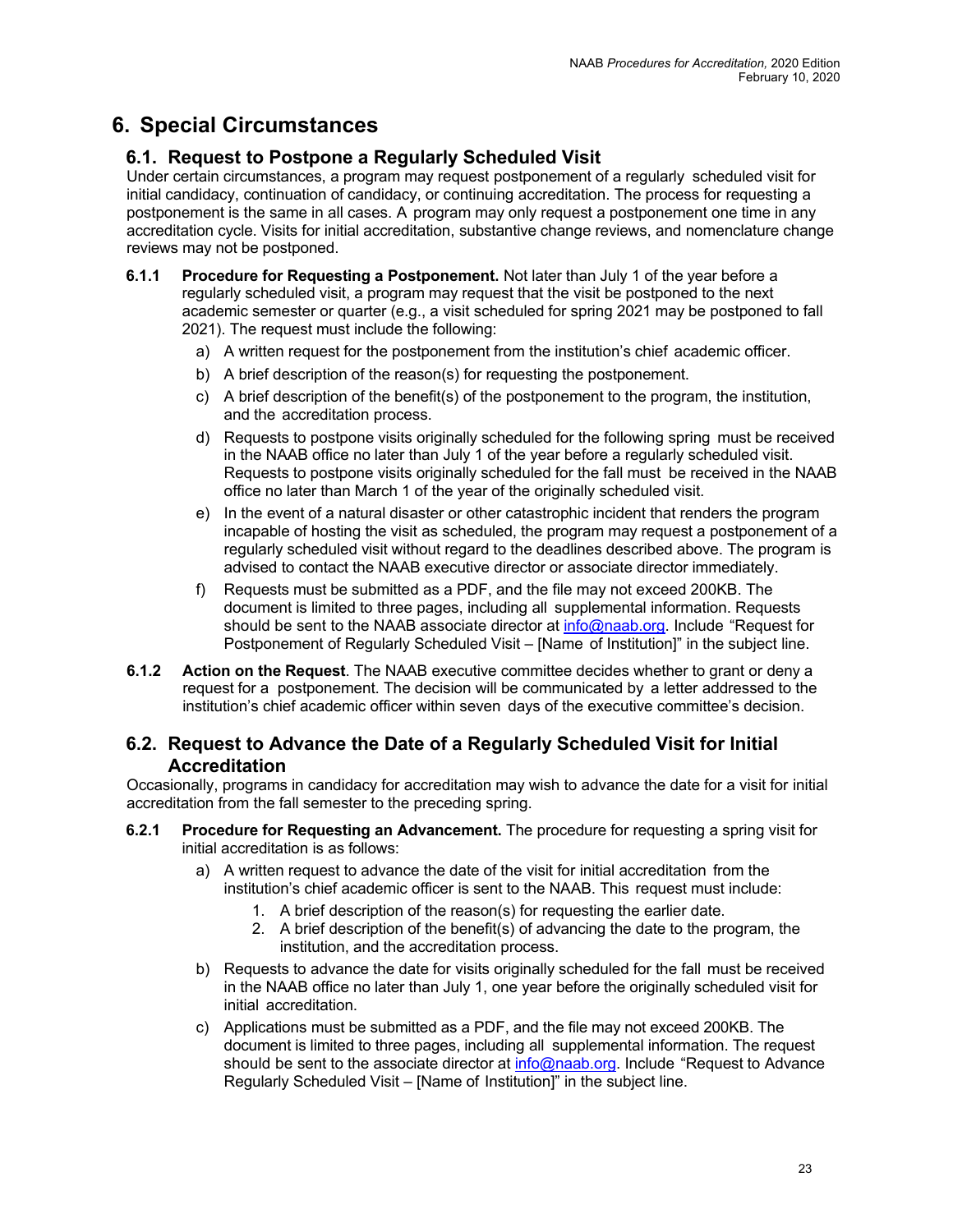# 6. Special Circumstances

## 6.1. Request to Postpone a Regularly Scheduled Visit

Under certain circumstances, a program may request postponement of a regularly scheduled visit for initial candidacy, continuation of candidacy, or continuing accreditation. The process for requesting a postponement is the same in all cases. A program may only request a postponement one time in any accreditation cycle. Visits for initial accreditation, substantive change reviews, and nomenclature change reviews may not be postponed.

**6.1.1 Procedure for Requesting a Postponement.** Not later than July 1 of the year before a regularly scheduled visit, a program may request that the visit be postponed to the next academic semester or quarter (e.g., a visit scheduled for spring 2021 may be postponed to fall 2021). The request must include the following:

a) A written request for the postponement from the institution's chief academic officer.

b) A brief description of the reason(s) for requesting the postponement.

c) A brief description of the benefit(s) of the postponement to the program, the institution, and the accreditation process.

d) Requests to postpone visits originally scheduled for the following spring must be received in the NAAB office no later than July 1 of the year before a regularly scheduled visit. Requests to postpone visits originally scheduled for the fall must be received in the NAAB office no later than March 1 of the year of the originally scheduled visit.

e) In the event of a natural disaster or other catastrophic incident that renders the program incapable of hosting the visit as scheduled, the program may request a postponement of a regularly scheduled visit without regard to the deadlines described above. The program is advised to contact the NAAB executive director or associate director immediately.

f) Requests must be submitted as a PDF, and the file may not exceed 200KB. The document is limited to three pages, including all supplemental information. Requests should be sent to the NAAB associate director at info@naab.org. Include "Request for Postponement of Regularly Scheduled Visit – [Name of Institution]" in the subject line.

**6.1.2 Action on the Request**. The NAAB executive committee decides whether to grant or deny a request for a postponement. The decision will be communicated by a letter addressed to the institution's chief academic officer within seven days of the executive committee's decision.

## 6.2. Request to Advance the Date of a Regularly Scheduled Visit for Initial Accreditation

Occasionally, programs in candidacy for accreditation may wish to advance the date for a visit for initial accreditation from the fall semester to the preceding spring.

**6.2.1 Procedure for Requesting an Advancement.** The procedure for requesting a spring visit for initial accreditation is as follows:

a) A written request to advance the date of the visit for initial accreditation from the institution's chief academic officer is sent to the NAAB. This request must include:

1. A brief description of the reason(s) for requesting the earlier date.
2. A brief description of the benefit(s) of advancing the date to the program, the institution, and the accreditation process.

b) Requests to advance the date for visits originally scheduled for the fall must be received in the NAAB office no later than July 1, one year before the originally scheduled visit for initial accreditation.

c) Applications must be submitted as a PDF, and the file may not exceed 200KB. The document is limited to three pages, including all supplemental information. The request should be sent to the associate director at info@naab.org. Include "Request to Advance Regularly Scheduled Visit – [Name of Institution]" in the subject line.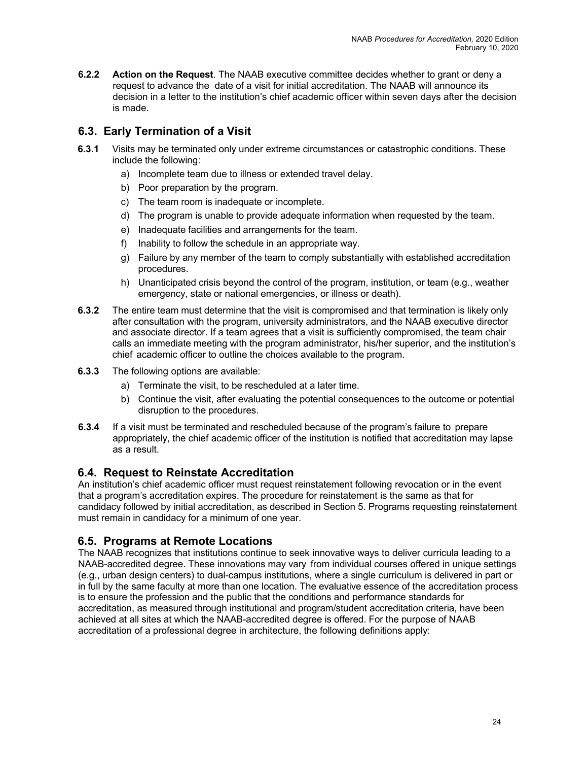**6.2.2 Action on the Request**. The NAAB executive committee decides whether to grant or deny a request to advance the date of a visit for initial accreditation. The NAAB will announce its decision in a letter to the institution's chief academic officer within seven days after the decision is made.

## 6.3. Early Termination of a Visit

**6.3.1** Visits may be terminated only under extreme circumstances or catastrophic conditions. These include the following:

a) Incomplete team due to illness or extended travel delay.
b) Poor preparation by the program.
c) The team room is inadequate or incomplete.
d) The program is unable to provide adequate information when requested by the team.
e) Inadequate facilities and arrangements for the team.
f) Inability to follow the schedule in an appropriate way.
g) Failure by any member of the team to comply substantially with established accreditation procedures.
h) Unanticipated crisis beyond the control of the program, institution, or team (e.g., weather emergency, state or national emergencies, or illness or death).

**6.3.2** The entire team must determine that the visit is compromised and that termination is likely only after consultation with the program, university administrators, and the NAAB executive director and associate director. If a team agrees that a visit is sufficiently compromised, the team chair calls an immediate meeting with the program administrator, his/her superior, and the institution's chief academic officer to outline the choices available to the program.

**6.3.3** The following options are available:

a) Terminate the visit, to be rescheduled at a later time.
b) Continue the visit, after evaluating the potential consequences to the outcome or potential disruption to the procedures.

**6.3.4** If a visit must be terminated and rescheduled because of the program's failure to prepare appropriately, the chief academic officer of the institution is notified that accreditation may lapse as a result.

## 6.4. Request to Reinstate Accreditation

An institution's chief academic officer must request reinstatement following revocation or in the event that a program's accreditation expires. The procedure for reinstatement is the same as that for candidacy followed by initial accreditation, as described in Section 5. Programs requesting reinstatement must remain in candidacy for a minimum of one year.

## 6.5. Programs at Remote Locations

The NAAB recognizes that institutions continue to seek innovative ways to deliver curricula leading to a NAAB-accredited degree. These innovations may vary from individual courses offered in unique settings (e.g., urban design centers) to dual-campus institutions, where a single curriculum is delivered in part or in full by the same faculty at more than one location. The evaluative essence of the accreditation process is to ensure the profession and the public that the conditions and performance standards for accreditation, as measured through institutional and program/student accreditation criteria, have been achieved at all sites at which the NAAB-accredited degree is offered. For the purpose of NAAB accreditation of a professional degree in architecture, the following definitions apply: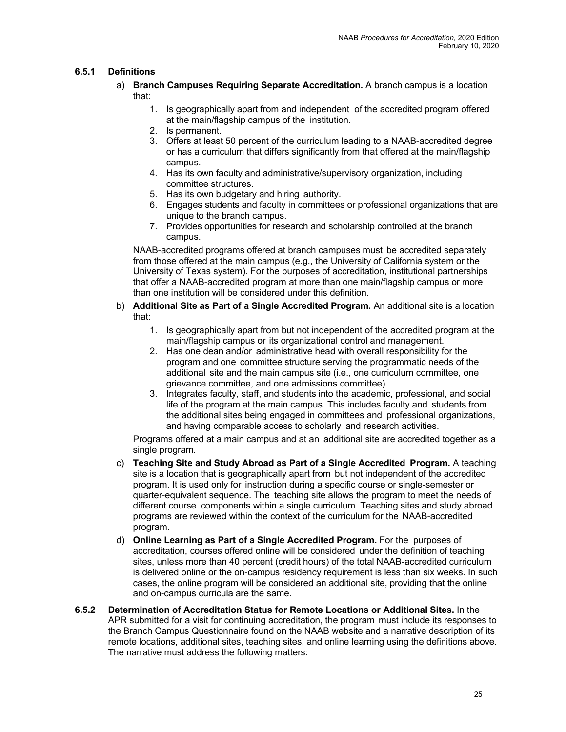### 6.5.1 Definitions

a) **Branch Campuses Requiring Separate Accreditation.** A branch campus is a location that:

1. Is geographically apart from and independent of the accredited program offered at the main/flagship campus of the institution.
2. Is permanent.
3. Offers at least 50 percent of the curriculum leading to a NAAB-accredited degree or has a curriculum that differs significantly from that offered at the main/flagship campus.
4. Has its own faculty and administrative/supervisory organization, including committee structures.
5. Has its own budgetary and hiring authority.
6. Engages students and faculty in committees or professional organizations that are unique to the branch campus.
7. Provides opportunities for research and scholarship controlled at the branch campus.

NAAB-accredited programs offered at branch campuses must be accredited separately from those offered at the main campus (e.g., the University of California system or the University of Texas system). For the purposes of accreditation, institutional partnerships that offer a NAAB-accredited program at more than one main/flagship campus or more than one institution will be considered under this definition.

b) **Additional Site as Part of a Single Accredited Program.** An additional site is a location that:

1. Is geographically apart from but not independent of the accredited program at the main/flagship campus or its organizational control and management.
2. Has one dean and/or administrative head with overall responsibility for the program and one committee structure serving the programmatic needs of the additional site and the main campus site (i.e., one curriculum committee, one grievance committee, and one admissions committee).
3. Integrates faculty, staff, and students into the academic, professional, and social life of the program at the main campus. This includes faculty and students from the additional sites being engaged in committees and professional organizations, and having comparable access to scholarly and research activities.

Programs offered at a main campus and at an additional site are accredited together as a single program.

c) **Teaching Site and Study Abroad as Part of a Single Accredited Program.** A teaching site is a location that is geographically apart from but not independent of the accredited program. It is used only for instruction during a specific course or single-semester or quarter-equivalent sequence. The teaching site allows the program to meet the needs of different course components within a single curriculum. Teaching sites and study abroad programs are reviewed within the context of the curriculum for the NAAB-accredited program.

d) **Online Learning as Part of a Single Accredited Program.** For the purposes of accreditation, courses offered online will be considered under the definition of teaching sites, unless more than 40 percent (credit hours) of the total NAAB-accredited curriculum is delivered online or the on-campus residency requirement is less than six weeks. In such cases, the online program will be considered an additional site, providing that the online and on-campus curricula are the same.

### 6.5.2 Determination of Accreditation Status for Remote Locations or Additional Sites.

In the APR submitted for a visit for continuing accreditation, the program must include its responses to the Branch Campus Questionnaire found on the NAAB website and a narrative description of its remote locations, additional sites, teaching sites, and online learning using the definitions above. The narrative must address the following matters: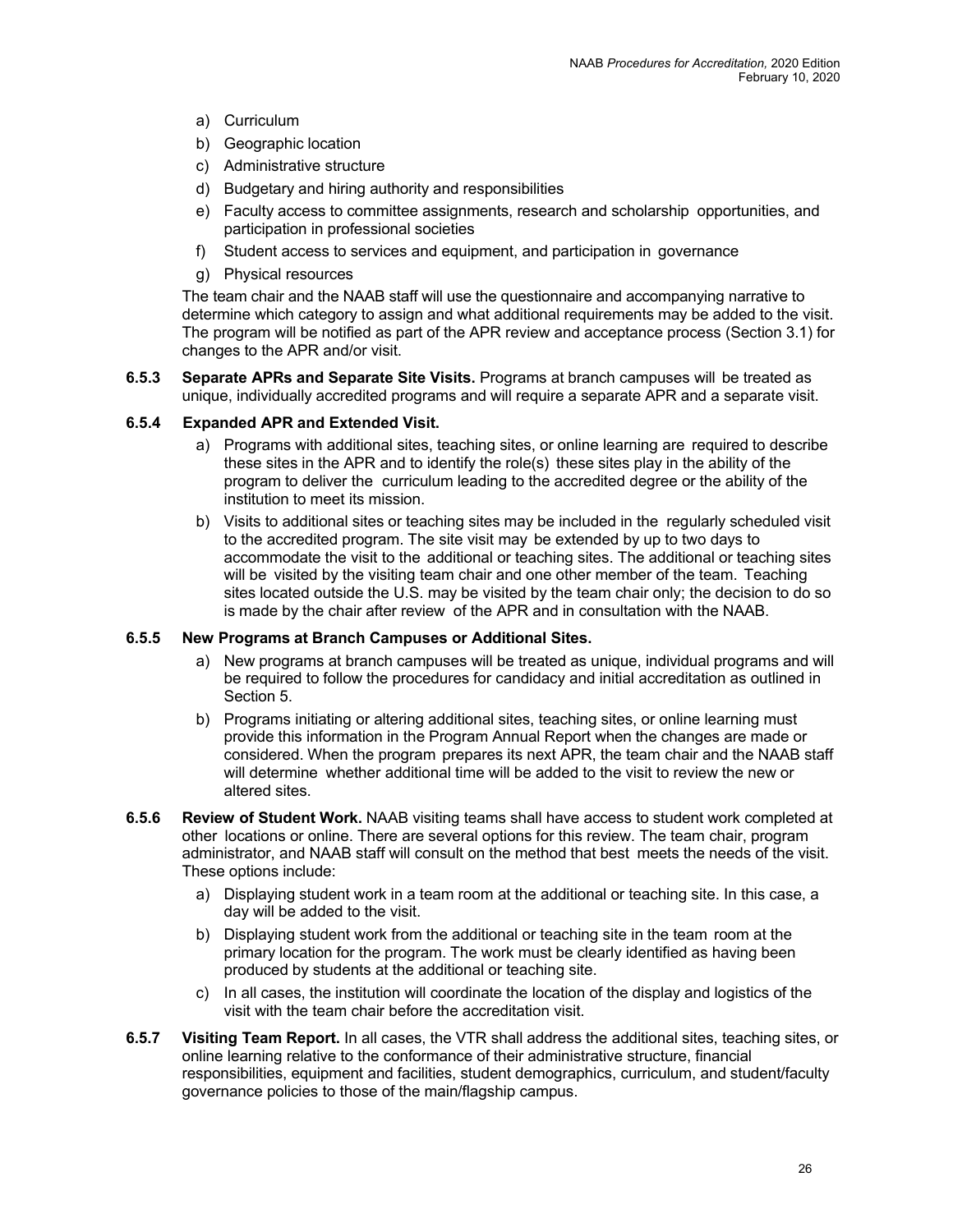a) Curriculum
b) Geographic location
c) Administrative structure
d) Budgetary and hiring authority and responsibilities
e) Faculty access to committee assignments, research and scholarship opportunities, and participation in professional societies
f) Student access to services and equipment, and participation in governance
g) Physical resources

The team chair and the NAAB staff will use the questionnaire and accompanying narrative to determine which category to assign and what additional requirements may be added to the visit. The program will be notified as part of the APR review and acceptance process (Section 3.1) for changes to the APR and/or visit.

**6.5.3 Separate APRs and Separate Site Visits.** Programs at branch campuses will be treated as unique, individually accredited programs and will require a separate APR and a separate visit.

**6.5.4 Expanded APR and Extended Visit.**

a) Programs with additional sites, teaching sites, or online learning are required to describe these sites in the APR and to identify the role(s) these sites play in the ability of the program to deliver the curriculum leading to the accredited degree or the ability of the institution to meet its mission.

b) Visits to additional sites or teaching sites may be included in the regularly scheduled visit to the accredited program. The site visit may be extended by up to two days to accommodate the visit to the additional or teaching sites. The additional or teaching sites will be visited by the visiting team chair and one other member of the team. Teaching sites located outside the U.S. may be visited by the team chair only; the decision to do so is made by the chair after review of the APR and in consultation with the NAAB.

**6.5.5 New Programs at Branch Campuses or Additional Sites.**

a) New programs at branch campuses will be treated as unique, individual programs and will be required to follow the procedures for candidacy and initial accreditation as outlined in Section 5.

b) Programs initiating or altering additional sites, teaching sites, or online learning must provide this information in the Program Annual Report when the changes are made or considered. When the program prepares its next APR, the team chair and the NAAB staff will determine whether additional time will be added to the visit to review the new or altered sites.

**6.5.6 Review of Student Work.** NAAB visiting teams shall have access to student work completed at other locations or online. There are several options for this review. The team chair, program administrator, and NAAB staff will consult on the method that best meets the needs of the visit. These options include:

a) Displaying student work in a team room at the additional or teaching site. In this case, a day will be added to the visit.

b) Displaying student work from the additional or teaching site in the team room at the primary location for the program. The work must be clearly identified as having been produced by students at the additional or teaching site.

c) In all cases, the institution will coordinate the location of the display and logistics of the visit with the team chair before the accreditation visit.

**6.5.7 Visiting Team Report.** In all cases, the VTR shall address the additional sites, teaching sites, or online learning relative to the conformance of their administrative structure, financial responsibilities, equipment and facilities, student demographics, curriculum, and student/faculty governance policies to those of the main/flagship campus.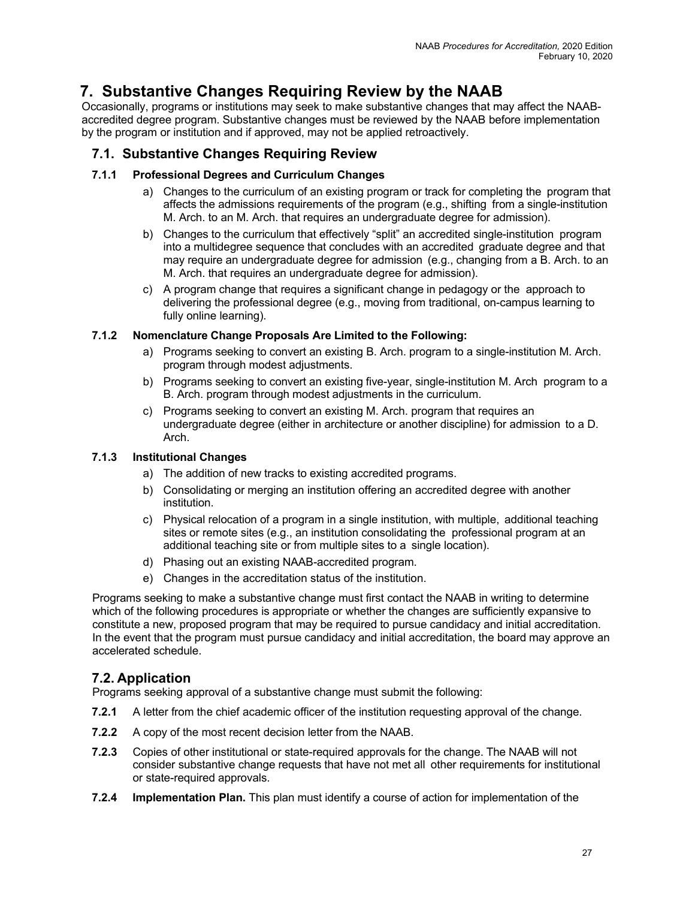# 7. Substantive Changes Requiring Review by the NAAB

Occasionally, programs or institutions may seek to make substantive changes that may affect the NAAB-accredited degree program. Substantive changes must be reviewed by the NAAB before implementation by the program or institution and if approved, may not be applied retroactively.

## 7.1. Substantive Changes Requiring Review

### 7.1.1 Professional Degrees and Curriculum Changes

a) Changes to the curriculum of an existing program or track for completing the program that affects the admissions requirements of the program (e.g., shifting from a single-institution M. Arch. to an M. Arch. that requires an undergraduate degree for admission).

b) Changes to the curriculum that effectively "split" an accredited single-institution program into a multidegree sequence that concludes with an accredited graduate degree and that may require an undergraduate degree for admission (e.g., changing from a B. Arch. to an M. Arch. that requires an undergraduate degree for admission).

c) A program change that requires a significant change in pedagogy or the approach to delivering the professional degree (e.g., moving from traditional, on-campus learning to fully online learning).

### 7.1.2 Nomenclature Change Proposals Are Limited to the Following:

a) Programs seeking to convert an existing B. Arch. program to a single-institution M. Arch. program through modest adjustments.

b) Programs seeking to convert an existing five-year, single-institution M. Arch program to a B. Arch. program through modest adjustments in the curriculum.

c) Programs seeking to convert an existing M. Arch. program that requires an undergraduate degree (either in architecture or another discipline) for admission to a D. Arch.

### 7.1.3 Institutional Changes

a) The addition of new tracks to existing accredited programs.

b) Consolidating or merging an institution offering an accredited degree with another institution.

c) Physical relocation of a program in a single institution, with multiple, additional teaching sites or remote sites (e.g., an institution consolidating the professional program at an additional teaching site or from multiple sites to a single location).

d) Phasing out an existing NAAB-accredited program.

e) Changes in the accreditation status of the institution.

Programs seeking to make a substantive change must first contact the NAAB in writing to determine which of the following procedures is appropriate or whether the changes are sufficiently expansive to constitute a new, proposed program that may be required to pursue candidacy and initial accreditation. In the event that the program must pursue candidacy and initial accreditation, the board may approve an accelerated schedule.

## 7.2. Application

Programs seeking approval of a substantive change must submit the following:

**7.2.1** A letter from the chief academic officer of the institution requesting approval of the change.

**7.2.2** A copy of the most recent decision letter from the NAAB.

**7.2.3** Copies of other institutional or state-required approvals for the change. The NAAB will not consider substantive change requests that have not met all other requirements for institutional or state-required approvals.

**7.2.4** **Implementation Plan.** This plan must identify a course of action for implementation of the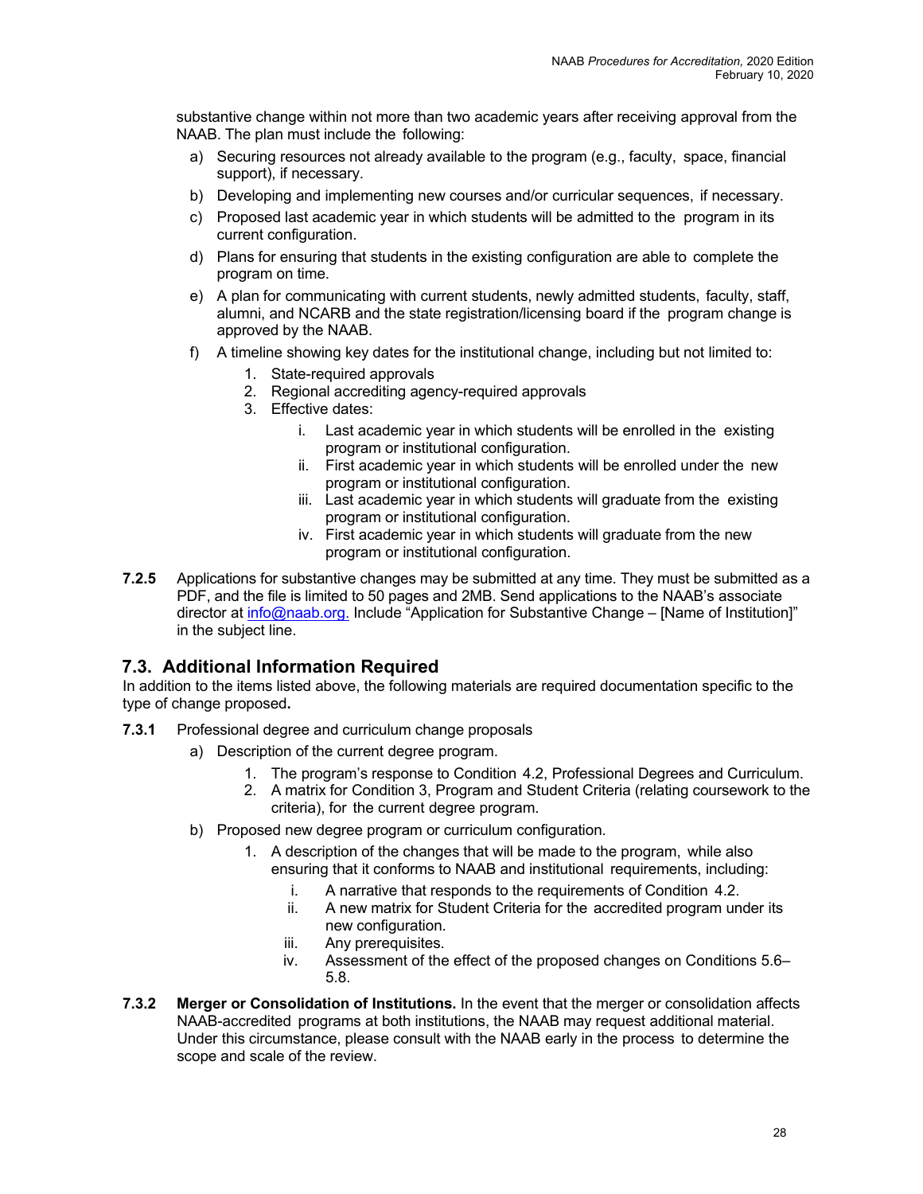substantive change within not more than two academic years after receiving approval from the NAAB. The plan must include the following:

a) Securing resources not already available to the program (e.g., faculty, space, financial support), if necessary.
b) Developing and implementing new courses and/or curricular sequences, if necessary.
c) Proposed last academic year in which students will be admitted to the program in its current configuration.
d) Plans for ensuring that students in the existing configuration are able to complete the program on time.
e) A plan for communicating with current students, newly admitted students, faculty, staff, alumni, and NCARB and the state registration/licensing board if the program change is approved by the NAAB.
f) A timeline showing key dates for the institutional change, including but not limited to:
    1. State-required approvals
    2. Regional accrediting agency-required approvals
    3. Effective dates:
        i. Last academic year in which students will be enrolled in the existing program or institutional configuration.
        ii. First academic year in which students will be enrolled under the new program or institutional configuration.
        iii. Last academic year in which students will graduate from the existing program or institutional configuration.
        iv. First academic year in which students will graduate from the new program or institutional configuration.

**7.2.5** Applications for substantive changes may be submitted at any time. They must be submitted as a PDF, and the file is limited to 50 pages and 2MB. Send applications to the NAAB's associate director at info@naab.org. Include "Application for Substantive Change – [Name of Institution]" in the subject line.

## 7.3. Additional Information Required

In addition to the items listed above, the following materials are required documentation specific to the type of change proposed**.**

**7.3.1** Professional degree and curriculum change proposals

a) Description of the current degree program.
    1. The program's response to Condition 4.2, Professional Degrees and Curriculum.
    2. A matrix for Condition 3, Program and Student Criteria (relating coursework to the criteria), for the current degree program.
b) Proposed new degree program or curriculum configuration.
    1. A description of the changes that will be made to the program, while also ensuring that it conforms to NAAB and institutional requirements, including:
        i. A narrative that responds to the requirements of Condition 4.2.
        ii. A new matrix for Student Criteria for the accredited program under its new configuration.
        iii. Any prerequisites.
        iv. Assessment of the effect of the proposed changes on Conditions 5.6–5.8.

**7.3.2** **Merger or Consolidation of Institutions.** In the event that the merger or consolidation affects NAAB-accredited programs at both institutions, the NAAB may request additional material. Under this circumstance, please consult with the NAAB early in the process to determine the scope and scale of the review.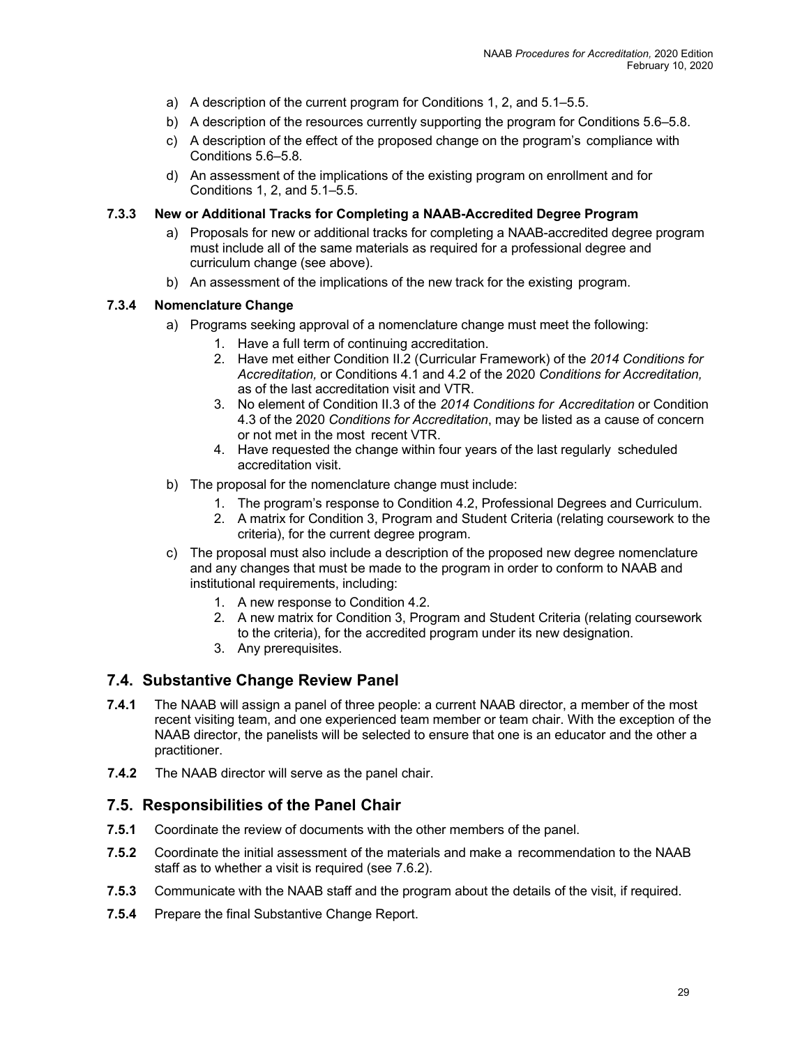a) A description of the current program for Conditions 1, 2, and 5.1–5.5.
b) A description of the resources currently supporting the program for Conditions 5.6–5.8.
c) A description of the effect of the proposed change on the program's compliance with Conditions 5.6–5.8.
d) An assessment of the implications of the existing program on enrollment and for Conditions 1, 2, and 5.1–5.5.

#### 7.3.3 New or Additional Tracks for Completing a NAAB-Accredited Degree Program

a) Proposals for new or additional tracks for completing a NAAB-accredited degree program must include all of the same materials as required for a professional degree and curriculum change (see above).
b) An assessment of the implications of the new track for the existing program.

#### 7.3.4 Nomenclature Change

a) Programs seeking approval of a nomenclature change must meet the following:
   1. Have a full term of continuing accreditation.
   2. Have met either Condition II.2 (Curricular Framework) of the *2014 Conditions for Accreditation,* or Conditions 4.1 and 4.2 of the 2020 *Conditions for Accreditation,* as of the last accreditation visit and VTR.
   3. No element of Condition II.3 of the *2014 Conditions for Accreditation* or Condition 4.3 of the 2020 *Conditions for Accreditation*, may be listed as a cause of concern or not met in the most recent VTR.
   4. Have requested the change within four years of the last regularly scheduled accreditation visit.
b) The proposal for the nomenclature change must include:
   1. The program's response to Condition 4.2, Professional Degrees and Curriculum.
   2. A matrix for Condition 3, Program and Student Criteria (relating coursework to the criteria), for the current degree program.
c) The proposal must also include a description of the proposed new degree nomenclature and any changes that must be made to the program in order to conform to NAAB and institutional requirements, including:
   1. A new response to Condition 4.2.
   2. A new matrix for Condition 3, Program and Student Criteria (relating coursework to the criteria), for the accredited program under its new designation.
   3. Any prerequisites.

## 7.4. Substantive Change Review Panel

**7.4.1** The NAAB will assign a panel of three people: a current NAAB director, a member of the most recent visiting team, and one experienced team member or team chair. With the exception of the NAAB director, the panelists will be selected to ensure that one is an educator and the other a practitioner.

**7.4.2** The NAAB director will serve as the panel chair.

## 7.5. Responsibilities of the Panel Chair

**7.5.1** Coordinate the review of documents with the other members of the panel.

**7.5.2** Coordinate the initial assessment of the materials and make a recommendation to the NAAB staff as to whether a visit is required (see 7.6.2).

**7.5.3** Communicate with the NAAB staff and the program about the details of the visit, if required.

**7.5.4** Prepare the final Substantive Change Report.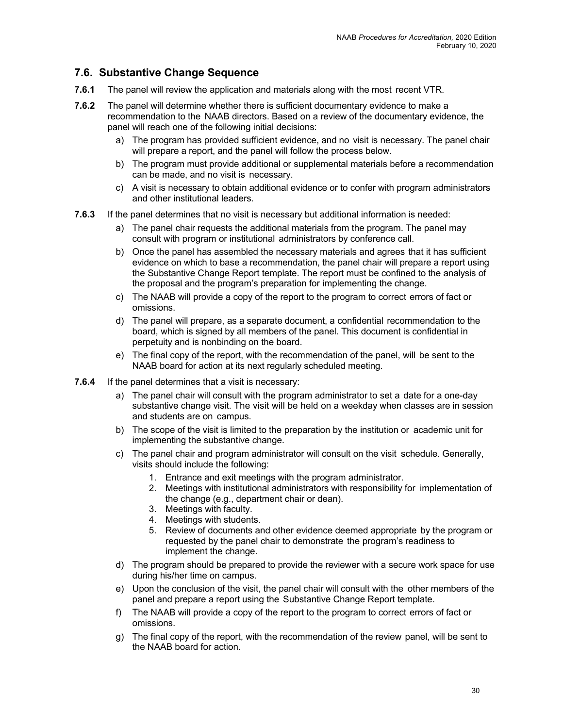## 7.6. Substantive Change Sequence

**7.6.1** The panel will review the application and materials along with the most recent VTR.

**7.6.2** The panel will determine whether there is sufficient documentary evidence to make a recommendation to the NAAB directors. Based on a review of the documentary evidence, the panel will reach one of the following initial decisions:

a) The program has provided sufficient evidence, and no visit is necessary. The panel chair will prepare a report, and the panel will follow the process below.

b) The program must provide additional or supplemental materials before a recommendation can be made, and no visit is necessary.

c) A visit is necessary to obtain additional evidence or to confer with program administrators and other institutional leaders.

**7.6.3** If the panel determines that no visit is necessary but additional information is needed:

a) The panel chair requests the additional materials from the program. The panel may consult with program or institutional administrators by conference call.

b) Once the panel has assembled the necessary materials and agrees that it has sufficient evidence on which to base a recommendation, the panel chair will prepare a report using the Substantive Change Report template. The report must be confined to the analysis of the proposal and the program's preparation for implementing the change.

c) The NAAB will provide a copy of the report to the program to correct errors of fact or omissions.

d) The panel will prepare, as a separate document, a confidential recommendation to the board, which is signed by all members of the panel. This document is confidential in perpetuity and is nonbinding on the board.

e) The final copy of the report, with the recommendation of the panel, will be sent to the NAAB board for action at its next regularly scheduled meeting.

**7.6.4** If the panel determines that a visit is necessary:

a) The panel chair will consult with the program administrator to set a date for a one-day substantive change visit. The visit will be held on a weekday when classes are in session and students are on campus.

b) The scope of the visit is limited to the preparation by the institution or academic unit for implementing the substantive change.

c) The panel chair and program administrator will consult on the visit schedule. Generally, visits should include the following:

1. Entrance and exit meetings with the program administrator.
2. Meetings with institutional administrators with responsibility for implementation of the change (e.g., department chair or dean).
3. Meetings with faculty.
4. Meetings with students.
5. Review of documents and other evidence deemed appropriate by the program or requested by the panel chair to demonstrate the program's readiness to implement the change.

d) The program should be prepared to provide the reviewer with a secure work space for use during his/her time on campus.

e) Upon the conclusion of the visit, the panel chair will consult with the other members of the panel and prepare a report using the Substantive Change Report template.

f) The NAAB will provide a copy of the report to the program to correct errors of fact or omissions.

g) The final copy of the report, with the recommendation of the review panel, will be sent to the NAAB board for action.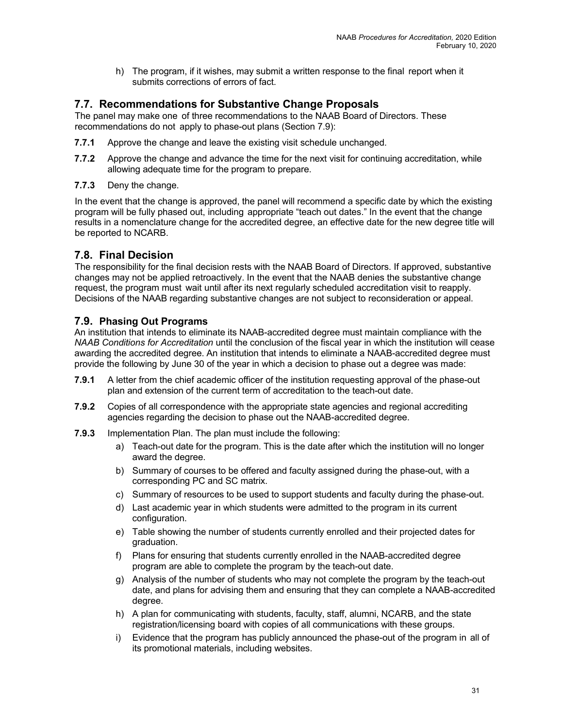h) The program, if it wishes, may submit a written response to the final report when it submits corrections of errors of fact.

## 7.7. Recommendations for Substantive Change Proposals

The panel may make one of three recommendations to the NAAB Board of Directors. These recommendations do not apply to phase-out plans (Section 7.9):

**7.7.1** Approve the change and leave the existing visit schedule unchanged.

**7.7.2** Approve the change and advance the time for the next visit for continuing accreditation, while allowing adequate time for the program to prepare.

**7.7.3** Deny the change.

In the event that the change is approved, the panel will recommend a specific date by which the existing program will be fully phased out, including appropriate "teach out dates." In the event that the change results in a nomenclature change for the accredited degree, an effective date for the new degree title will be reported to NCARB.

## 7.8. Final Decision

The responsibility for the final decision rests with the NAAB Board of Directors. If approved, substantive changes may not be applied retroactively. In the event that the NAAB denies the substantive change request, the program must wait until after its next regularly scheduled accreditation visit to reapply. Decisions of the NAAB regarding substantive changes are not subject to reconsideration or appeal.

## 7.9. Phasing Out Programs

An institution that intends to eliminate its NAAB-accredited degree must maintain compliance with the *NAAB Conditions for Accreditation* until the conclusion of the fiscal year in which the institution will cease awarding the accredited degree. An institution that intends to eliminate a NAAB-accredited degree must provide the following by June 30 of the year in which a decision to phase out a degree was made:

**7.9.1** A letter from the chief academic officer of the institution requesting approval of the phase-out plan and extension of the current term of accreditation to the teach-out date.

**7.9.2** Copies of all correspondence with the appropriate state agencies and regional accrediting agencies regarding the decision to phase out the NAAB-accredited degree.

**7.9.3** Implementation Plan. The plan must include the following:

a) Teach-out date for the program. This is the date after which the institution will no longer award the degree.

b) Summary of courses to be offered and faculty assigned during the phase-out, with a corresponding PC and SC matrix.

c) Summary of resources to be used to support students and faculty during the phase-out.

d) Last academic year in which students were admitted to the program in its current configuration.

e) Table showing the number of students currently enrolled and their projected dates for graduation.

f) Plans for ensuring that students currently enrolled in the NAAB-accredited degree program are able to complete the program by the teach-out date.

g) Analysis of the number of students who may not complete the program by the teach-out date, and plans for advising them and ensuring that they can complete a NAAB-accredited degree.

h) A plan for communicating with students, faculty, staff, alumni, NCARB, and the state registration/licensing board with copies of all communications with these groups.

i) Evidence that the program has publicly announced the phase-out of the program in all of its promotional materials, including websites.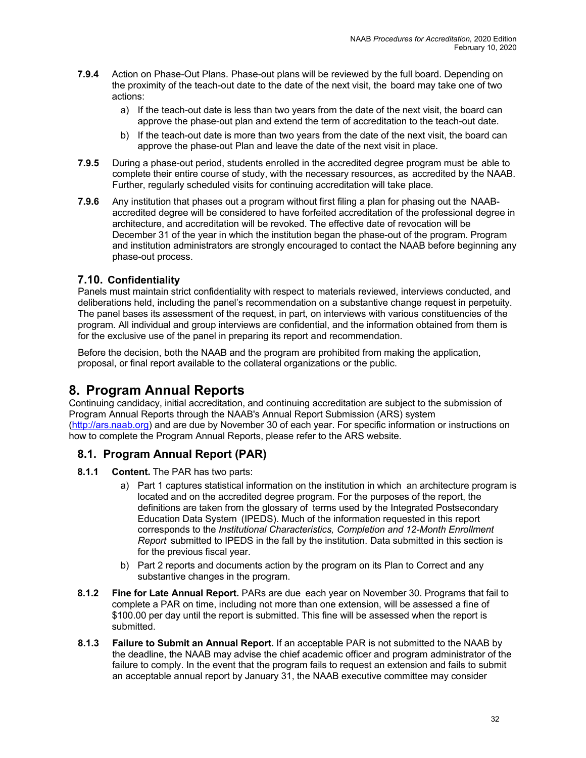**7.9.4** Action on Phase-Out Plans. Phase-out plans will be reviewed by the full board. Depending on the proximity of the teach-out date to the date of the next visit, the board may take one of two actions:

a) If the teach-out date is less than two years from the date of the next visit, the board can approve the phase-out plan and extend the term of accreditation to the teach-out date.

b) If the teach-out date is more than two years from the date of the next visit, the board can approve the phase-out Plan and leave the date of the next visit in place.

**7.9.5** During a phase-out period, students enrolled in the accredited degree program must be able to complete their entire course of study, with the necessary resources, as accredited by the NAAB. Further, regularly scheduled visits for continuing accreditation will take place.

**7.9.6** Any institution that phases out a program without first filing a plan for phasing out the NAAB-accredited degree will be considered to have forfeited accreditation of the professional degree in architecture, and accreditation will be revoked. The effective date of revocation will be December 31 of the year in which the institution began the phase-out of the program. Program and institution administrators are strongly encouraged to contact the NAAB before beginning any phase-out process.

### 7.10. Confidentiality

Panels must maintain strict confidentiality with respect to materials reviewed, interviews conducted, and deliberations held, including the panel's recommendation on a substantive change request in perpetuity. The panel bases its assessment of the request, in part, on interviews with various constituencies of the program. All individual and group interviews are confidential, and the information obtained from them is for the exclusive use of the panel in preparing its report and recommendation.

Before the decision, both the NAAB and the program are prohibited from making the application, proposal, or final report available to the collateral organizations or the public.

# 8. Program Annual Reports

Continuing candidacy, initial accreditation, and continuing accreditation are subject to the submission of Program Annual Reports through the NAAB's Annual Report Submission (ARS) system (http://ars.naab.org) and are due by November 30 of each year. For specific information or instructions on how to complete the Program Annual Reports, please refer to the ARS website.

## 8.1. Program Annual Report (PAR)

**8.1.1** **Content.** The PAR has two parts:

a) Part 1 captures statistical information on the institution in which an architecture program is located and on the accredited degree program. For the purposes of the report, the definitions are taken from the glossary of terms used by the Integrated Postsecondary Education Data System (IPEDS). Much of the information requested in this report corresponds to the *Institutional Characteristics, Completion and 12-Month Enrollment Report* submitted to IPEDS in the fall by the institution. Data submitted in this section is for the previous fiscal year.

b) Part 2 reports and documents action by the program on its Plan to Correct and any substantive changes in the program.

**8.1.2** **Fine for Late Annual Report.** PARs are due each year on November 30. Programs that fail to complete a PAR on time, including not more than one extension, will be assessed a fine of $100.00 per day until the report is submitted. This fine will be assessed when the report is submitted.

**8.1.3** **Failure to Submit an Annual Report.** If an acceptable PAR is not submitted to the NAAB by the deadline, the NAAB may advise the chief academic officer and program administrator of the failure to comply. In the event that the program fails to request an extension and fails to submit an acceptable annual report by January 31, the NAAB executive committee may consider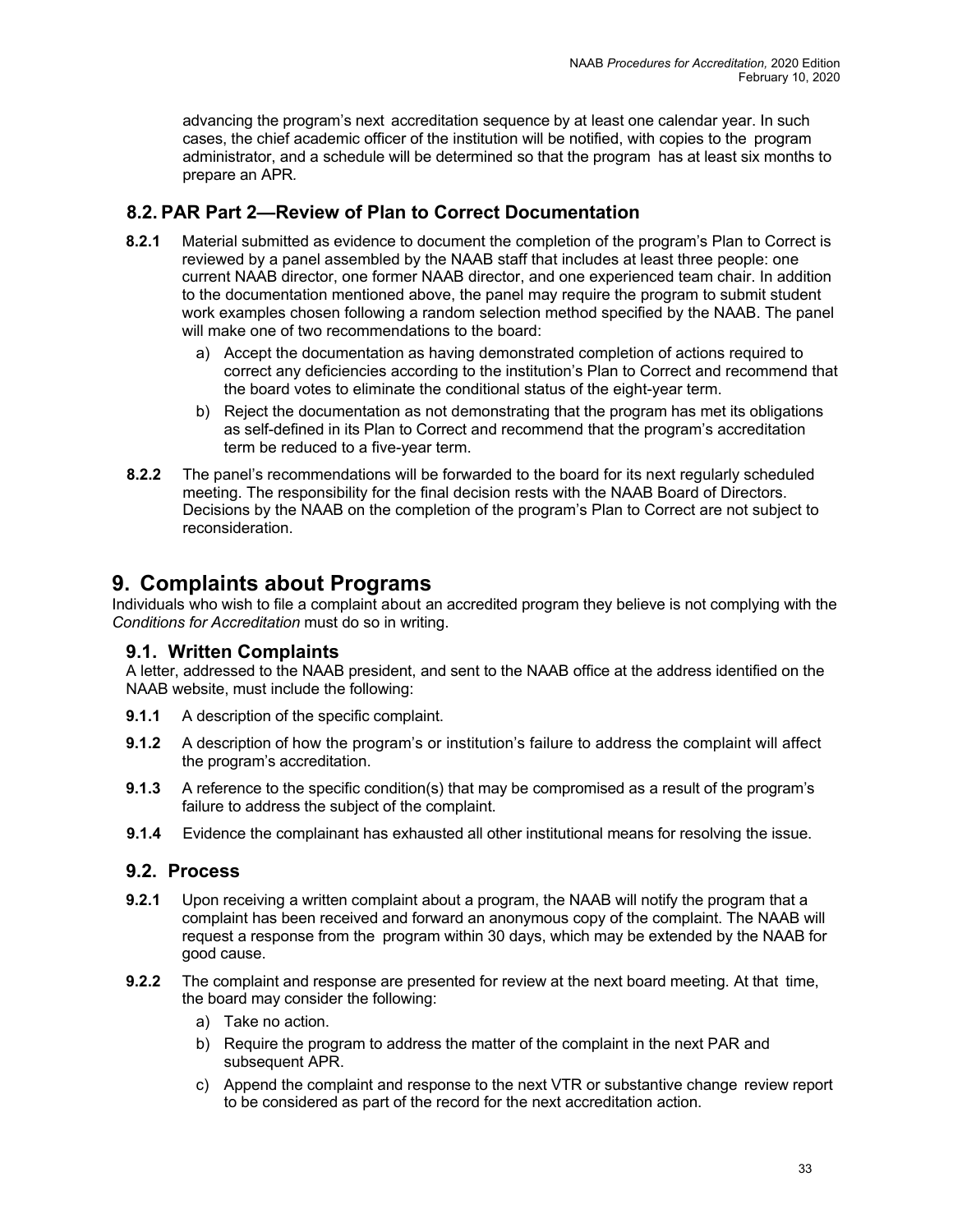advancing the program's next accreditation sequence by at least one calendar year. In such cases, the chief academic officer of the institution will be notified, with copies to the program administrator, and a schedule will be determined so that the program has at least six months to prepare an APR.

## 8.2. PAR Part 2—Review of Plan to Correct Documentation

**8.2.1** Material submitted as evidence to document the completion of the program's Plan to Correct is reviewed by a panel assembled by the NAAB staff that includes at least three people: one current NAAB director, one former NAAB director, and one experienced team chair. In addition to the documentation mentioned above, the panel may require the program to submit student work examples chosen following a random selection method specified by the NAAB. The panel will make one of two recommendations to the board:

a) Accept the documentation as having demonstrated completion of actions required to correct any deficiencies according to the institution's Plan to Correct and recommend that the board votes to eliminate the conditional status of the eight-year term.

b) Reject the documentation as not demonstrating that the program has met its obligations as self-defined in its Plan to Correct and recommend that the program's accreditation term be reduced to a five-year term.

**8.2.2** The panel's recommendations will be forwarded to the board for its next regularly scheduled meeting. The responsibility for the final decision rests with the NAAB Board of Directors. Decisions by the NAAB on the completion of the program's Plan to Correct are not subject to reconsideration.

# 9. Complaints about Programs

Individuals who wish to file a complaint about an accredited program they believe is not complying with the *Conditions for Accreditation* must do so in writing.

## 9.1. Written Complaints

A letter, addressed to the NAAB president, and sent to the NAAB office at the address identified on the NAAB website, must include the following:

**9.1.1** A description of the specific complaint.

**9.1.2** A description of how the program's or institution's failure to address the complaint will affect the program's accreditation.

**9.1.3** A reference to the specific condition(s) that may be compromised as a result of the program's failure to address the subject of the complaint.

**9.1.4** Evidence the complainant has exhausted all other institutional means for resolving the issue.

## 9.2. Process

**9.2.1** Upon receiving a written complaint about a program, the NAAB will notify the program that a complaint has been received and forward an anonymous copy of the complaint. The NAAB will request a response from the program within 30 days, which may be extended by the NAAB for good cause.

**9.2.2** The complaint and response are presented for review at the next board meeting. At that time, the board may consider the following:

a) Take no action.

b) Require the program to address the matter of the complaint in the next PAR and subsequent APR.

c) Append the complaint and response to the next VTR or substantive change review report to be considered as part of the record for the next accreditation action.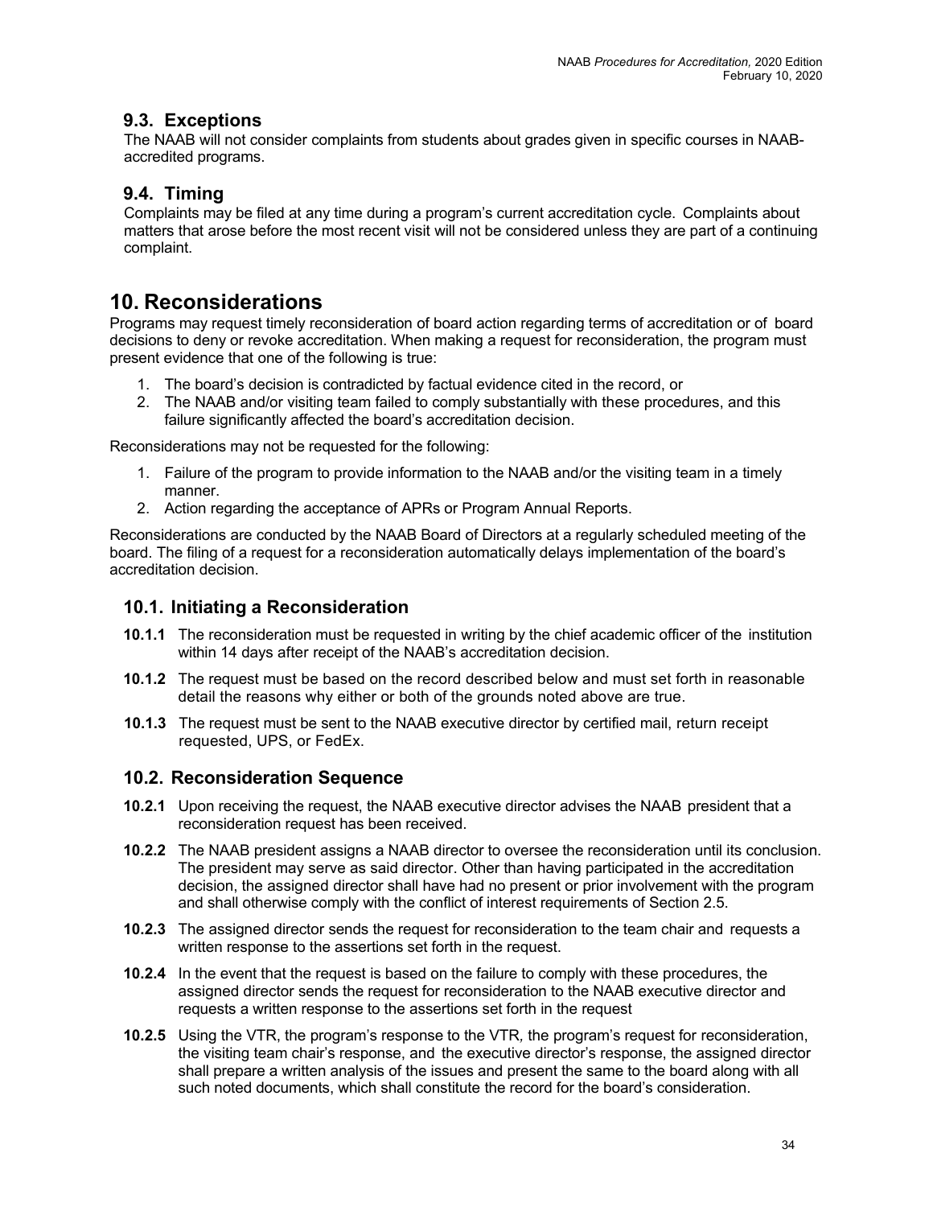### 9.3. Exceptions

The NAAB will not consider complaints from students about grades given in specific courses in NAAB-accredited programs.

### 9.4. Timing

Complaints may be filed at any time during a program's current accreditation cycle. Complaints about matters that arose before the most recent visit will not be considered unless they are part of a continuing complaint.

## 10. Reconsiderations

Programs may request timely reconsideration of board action regarding terms of accreditation or of board decisions to deny or revoke accreditation. When making a request for reconsideration, the program must present evidence that one of the following is true:

1. The board's decision is contradicted by factual evidence cited in the record, or
2. The NAAB and/or visiting team failed to comply substantially with these procedures, and this failure significantly affected the board's accreditation decision.

Reconsiderations may not be requested for the following:

1. Failure of the program to provide information to the NAAB and/or the visiting team in a timely manner.
2. Action regarding the acceptance of APRs or Program Annual Reports.

Reconsiderations are conducted by the NAAB Board of Directors at a regularly scheduled meeting of the board. The filing of a request for a reconsideration automatically delays implementation of the board's accreditation decision.

### 10.1. Initiating a Reconsideration

**10.1.1** The reconsideration must be requested in writing by the chief academic officer of the institution within 14 days after receipt of the NAAB's accreditation decision.

**10.1.2** The request must be based on the record described below and must set forth in reasonable detail the reasons why either or both of the grounds noted above are true.

**10.1.3** The request must be sent to the NAAB executive director by certified mail, return receipt requested, UPS, or FedEx.

### 10.2. Reconsideration Sequence

**10.2.1** Upon receiving the request, the NAAB executive director advises the NAAB president that a reconsideration request has been received.

**10.2.2** The NAAB president assigns a NAAB director to oversee the reconsideration until its conclusion. The president may serve as said director. Other than having participated in the accreditation decision, the assigned director shall have had no present or prior involvement with the program and shall otherwise comply with the conflict of interest requirements of Section 2.5.

**10.2.3** The assigned director sends the request for reconsideration to the team chair and requests a written response to the assertions set forth in the request.

**10.2.4** In the event that the request is based on the failure to comply with these procedures, the assigned director sends the request for reconsideration to the NAAB executive director and requests a written response to the assertions set forth in the request

**10.2.5** Using the VTR, the program's response to the VTR*,* the program's request for reconsideration, the visiting team chair's response, and the executive director's response, the assigned director shall prepare a written analysis of the issues and present the same to the board along with all such noted documents, which shall constitute the record for the board's consideration.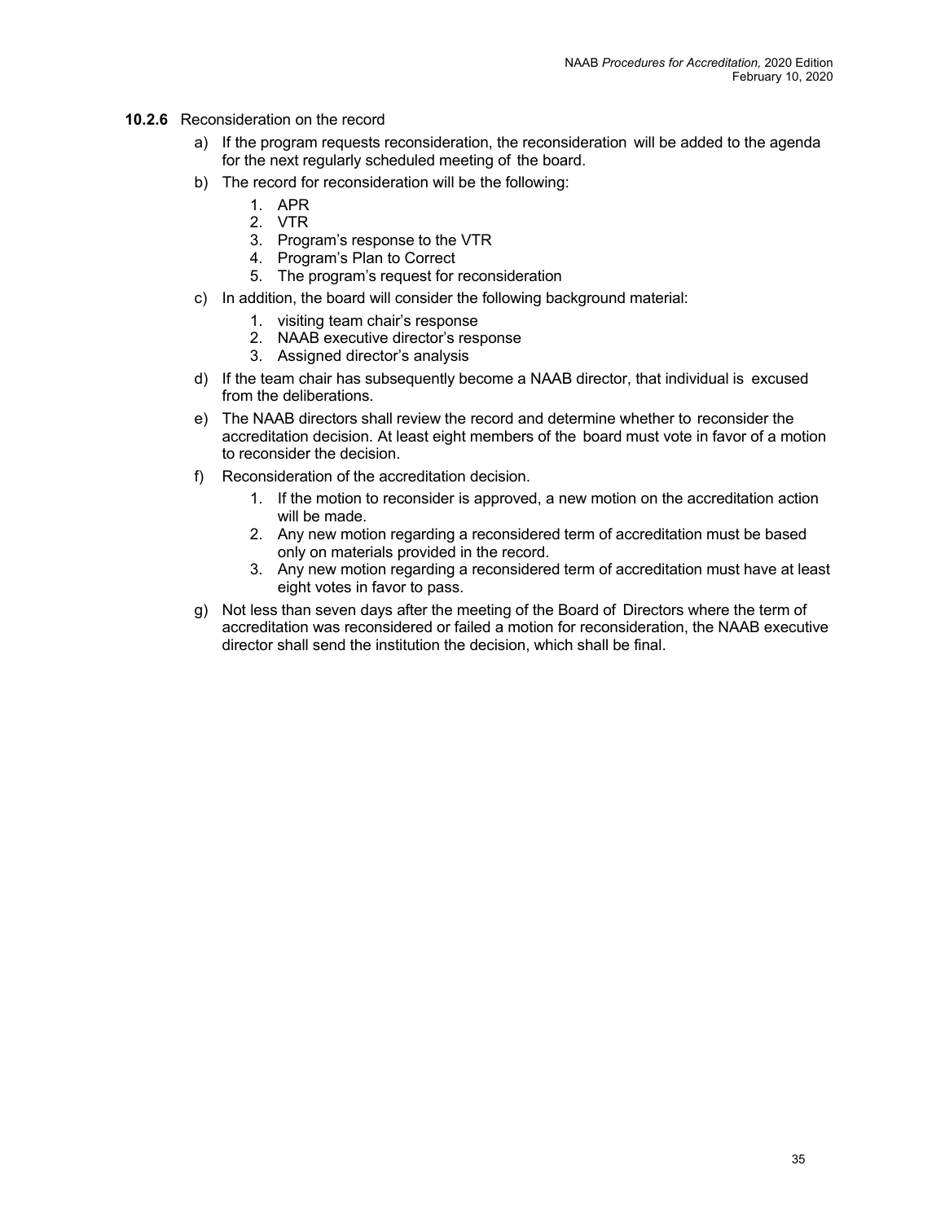**10.2.6** Reconsideration on the record

a) If the program requests reconsideration, the reconsideration will be added to the agenda for the next regularly scheduled meeting of the board.

b) The record for reconsideration will be the following:
   1. APR
   2. VTR
   3. Program's response to the VTR
   4. Program's Plan to Correct
   5. The program's request for reconsideration

c) In addition, the board will consider the following background material:
   1. visiting team chair's response
   2. NAAB executive director's response
   3. Assigned director's analysis

d) If the team chair has subsequently become a NAAB director, that individual is excused from the deliberations.

e) The NAAB directors shall review the record and determine whether to reconsider the accreditation decision. At least eight members of the board must vote in favor of a motion to reconsider the decision.

f) Reconsideration of the accreditation decision.
   1. If the motion to reconsider is approved, a new motion on the accreditation action will be made.
   2. Any new motion regarding a reconsidered term of accreditation must be based only on materials provided in the record.
   3. Any new motion regarding a reconsidered term of accreditation must have at least eight votes in favor to pass.

g) Not less than seven days after the meeting of the Board of Directors where the term of accreditation was reconsidered or failed a motion for reconsideration, the NAAB executive director shall send the institution the decision, which shall be final.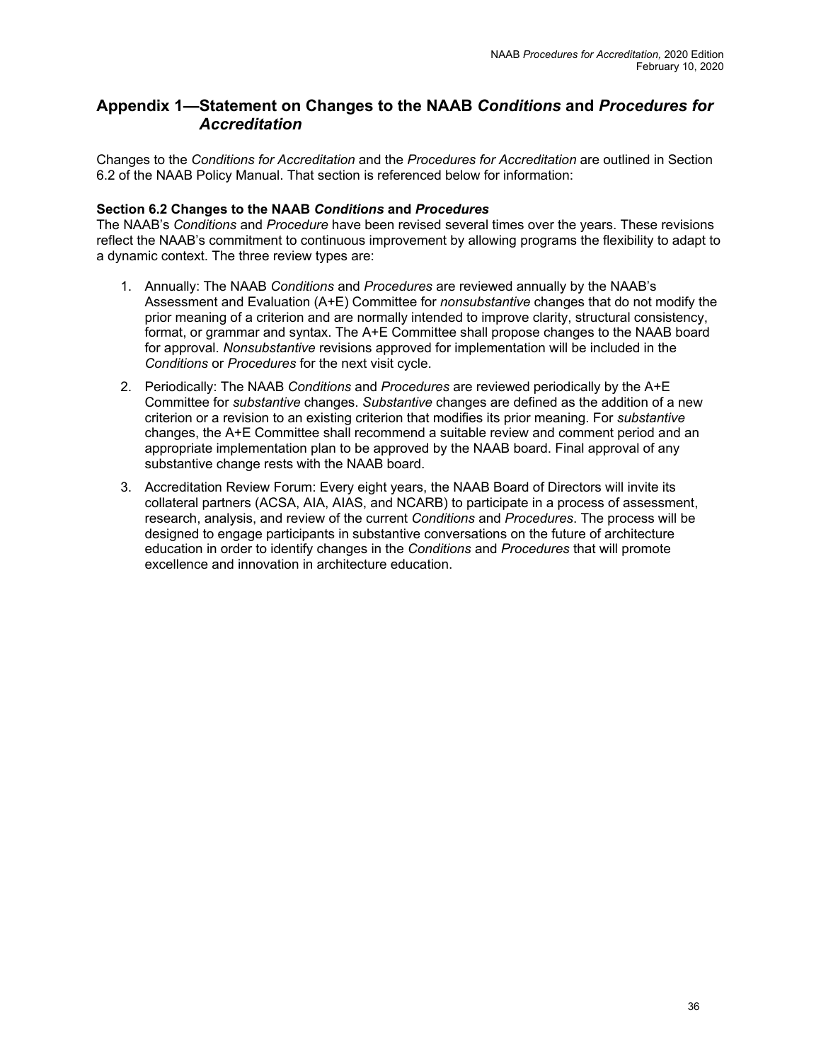## Appendix 1—Statement on Changes to the NAAB *Conditions* and *Procedures for Accreditation*

Changes to the *Conditions for Accreditation* and the *Procedures for Accreditation* are outlined in Section 6.2 of the NAAB Policy Manual. That section is referenced below for information:

**Section 6.2 Changes to the NAAB *Conditions* and *Procedures***

The NAAB's *Conditions* and *Procedure* have been revised several times over the years. These revisions reflect the NAAB's commitment to continuous improvement by allowing programs the flexibility to adapt to a dynamic context. The three review types are:

1. Annually: The NAAB *Conditions* and *Procedures* are reviewed annually by the NAAB's Assessment and Evaluation (A+E) Committee for *nonsubstantive* changes that do not modify the prior meaning of a criterion and are normally intended to improve clarity, structural consistency, format, or grammar and syntax. The A+E Committee shall propose changes to the NAAB board for approval. *Nonsubstantive* revisions approved for implementation will be included in the *Conditions* or *Procedures* for the next visit cycle.
2. Periodically: The NAAB *Conditions* and *Procedures* are reviewed periodically by the A+E Committee for *substantive* changes. *Substantive* changes are defined as the addition of a new criterion or a revision to an existing criterion that modifies its prior meaning. For *substantive* changes, the A+E Committee shall recommend a suitable review and comment period and an appropriate implementation plan to be approved by the NAAB board. Final approval of any substantive change rests with the NAAB board.
3. Accreditation Review Forum: Every eight years, the NAAB Board of Directors will invite its collateral partners (ACSA, AIA, AIAS, and NCARB) to participate in a process of assessment, research, analysis, and review of the current *Conditions* and *Procedures*. The process will be designed to engage participants in substantive conversations on the future of architecture education in order to identify changes in the *Conditions* and *Procedures* that will promote excellence and innovation in architecture education.